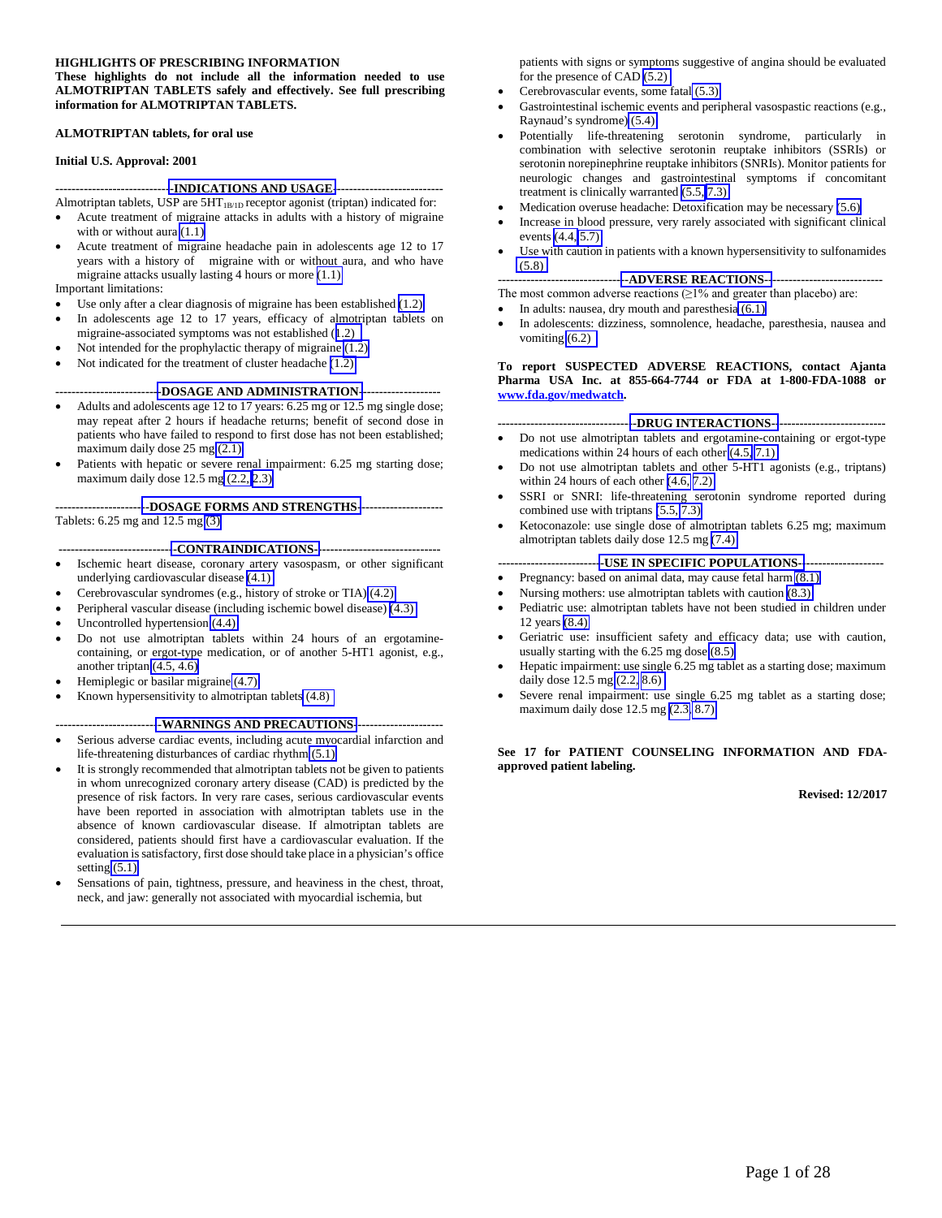**HIGHLIGHTS OF PRESCRIBING INFORMATION**
**These highlights do not include all the information needed to use ALMOTRIPTAN TABLETS safely and effectively. See full prescribing information for ALMOTRIPTAN TABLETS.**

**ALMOTRIPTAN tablets, for oral use**

**Initial U.S. Approval: 2001**

## INDICATIONS AND USAGE

Almotriptan tablets, USP are $5HT_{1B/1D}$ receptor agonist (triptan) indicated for:

- Acute treatment of migraine attacks in adults with a history of migraine with or without aura (1.1)
- Acute treatment of migraine headache pain in adolescents age 12 to 17 years with a history of migraine with or without aura, and who have migraine attacks usually lasting 4 hours or more (1.1)

Important limitations:

- Use only after a clear diagnosis of migraine has been established (1.2)
- In adolescents age 12 to 17 years, efficacy of almotriptan tablets on migraine-associated symptoms was not established (1.2)
- Not intended for the prophylactic therapy of migraine (1.2)
- Not indicated for the treatment of cluster headache (1.2)

## DOSAGE AND ADMINISTRATION

- Adults and adolescents age 12 to 17 years: 6.25 mg or 12.5 mg single dose; may repeat after 2 hours if headache returns; benefit of second dose in patients who have failed to respond to first dose has not been established; maximum daily dose 25 mg (2.1)
- Patients with hepatic or severe renal impairment: 6.25 mg starting dose; maximum daily dose 12.5 mg (2.2, 2.3)

## DOSAGE FORMS AND STRENGTHS

Tablets: 6.25 mg and 12.5 mg (3)

## CONTRAINDICATIONS

- Ischemic heart disease, coronary artery vasospasm, or other significant underlying cardiovascular disease (4.1)
- Cerebrovascular syndromes (e.g., history of stroke or TIA) (4.2)
- Peripheral vascular disease (including ischemic bowel disease) (4.3)
- Uncontrolled hypertension (4.4)
- Do not use almotriptan tablets within 24 hours of an ergotamine-containing, or ergot-type medication, or of another 5-HT1 agonist, e.g., another triptan (4.5, 4.6)
- Hemiplegic or basilar migraine (4.7)
- Known hypersensitivity to almotriptan tablets (4.8)

## WARNINGS AND PRECAUTIONS

- Serious adverse cardiac events, including acute myocardial infarction and life-threatening disturbances of cardiac rhythm (5.1)
- It is strongly recommended that almotriptan tablets not be given to patients in whom unrecognized coronary artery disease (CAD) is predicted by the presence of risk factors. In very rare cases, serious cardiovascular events have been reported in association with almotriptan tablets use in the absence of known cardiovascular disease. If almotriptan tablets are considered, patients should first have a cardiovascular evaluation. If the evaluation is satisfactory, first dose should take place in a physician's office setting (5.1)
- Sensations of pain, tightness, pressure, and heaviness in the chest, throat, neck, and jaw: generally not associated with myocardial ischemia, but patients with signs or symptoms suggestive of angina should be evaluated for the presence of CAD (5.2)
- Cerebrovascular events, some fatal (5.3)
- Gastrointestinal ischemic events and peripheral vasospastic reactions (e.g., Raynaud's syndrome) (5.4)
- Potentially life-threatening serotonin syndrome, particularly in combination with selective serotonin reuptake inhibitors (SSRIs) or serotonin norepinephrine reuptake inhibitors (SNRIs). Monitor patients for neurologic changes and gastrointestinal symptoms if concomitant treatment is clinically warranted (5.5, 7.3)
- Medication overuse headache: Detoxification may be necessary (5.6)
- Increase in blood pressure, very rarely associated with significant clinical events (4.4, 5.7)
- Use with caution in patients with a known hypersensitivity to sulfonamides (5.8)

## ADVERSE REACTIONS

The most common adverse reactions (≥1% and greater than placebo) are:

- In adults: nausea, dry mouth and paresthesia (6.1)
- In adolescents: dizziness, somnolence, headache, paresthesia, nausea and vomiting (6.2)

**To report SUSPECTED ADVERSE REACTIONS, contact Ajanta Pharma USA Inc. at 855-664-7744 or FDA at 1-800-FDA-1088 or www.fda.gov/medwatch.**

## DRUG INTERACTIONS

- Do not use almotriptan tablets and ergotamine-containing or ergot-type medications within 24 hours of each other (4.5, 7.1)
- Do not use almotriptan tablets and other 5-HT1 agonists (e.g., triptans) within 24 hours of each other (4.6, 7.2)
- SSRI or SNRI: life-threatening serotonin syndrome reported during combined use with triptans (5.5, 7.3)
- Ketoconazole: use single dose of almotriptan tablets 6.25 mg; maximum almotriptan tablets daily dose 12.5 mg (7.4)

## USE IN SPECIFIC POPULATIONS

- Pregnancy: based on animal data, may cause fetal harm (8.1)
- Nursing mothers: use almotriptan tablets with caution (8.3)
- Pediatric use: almotriptan tablets have not been studied in children under 12 years (8.4)
- Geriatric use: insufficient safety and efficacy data; use with caution, usually starting with the 6.25 mg dose (8.5)
- Hepatic impairment: use single 6.25 mg tablet as a starting dose; maximum daily dose 12.5 mg (2.2, 8.6)
- Severe renal impairment: use single 6.25 mg tablet as a starting dose; maximum daily dose 12.5 mg (2.3, 8.7)

**See 17 for PATIENT COUNSELING INFORMATION AND FDA-approved patient labeling.**

**Revised: 12/2017**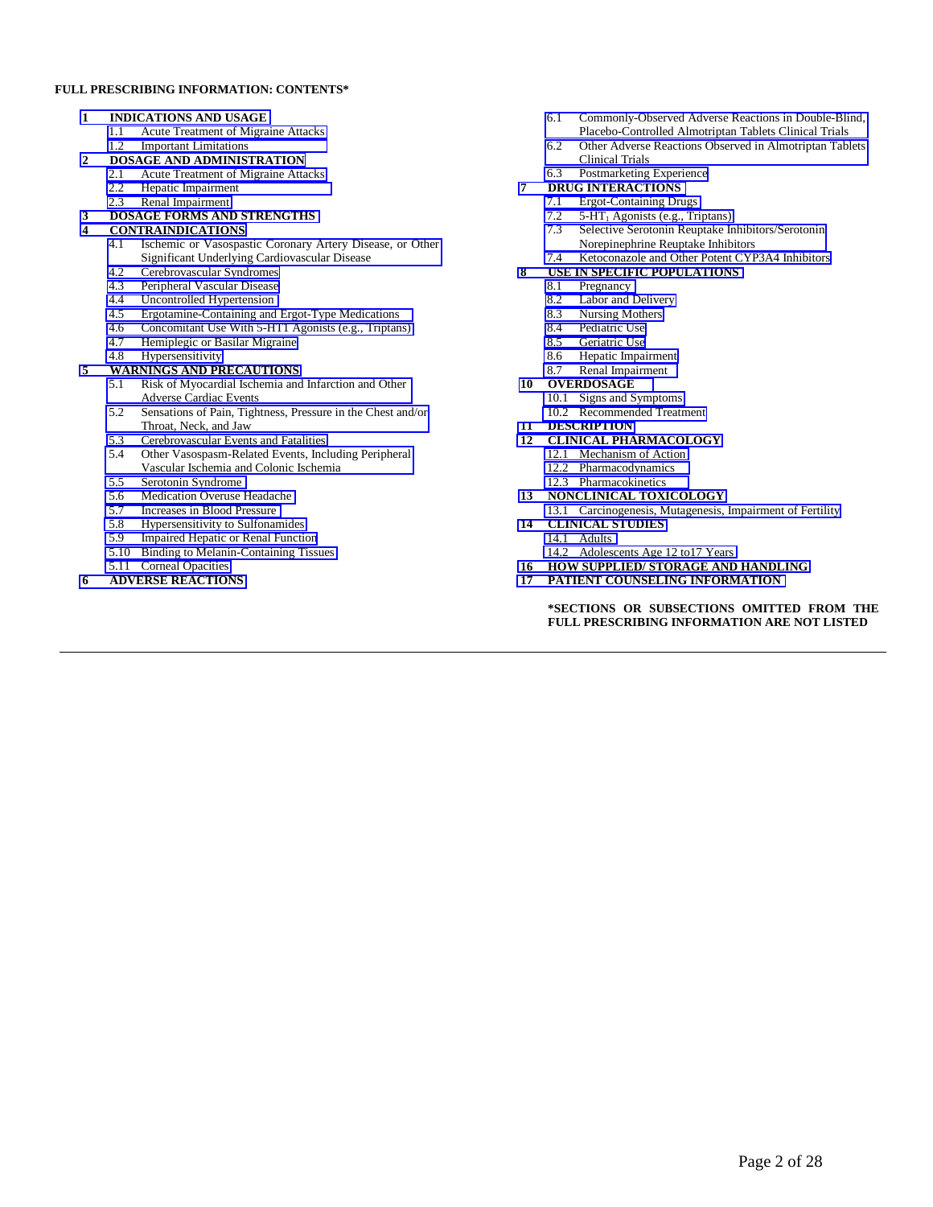**FULL PRESCRIBING INFORMATION: CONTENTS***

**1 INDICATIONS AND USAGE**
- 1.1 Acute Treatment of Migraine Attacks
- 1.2 Important Limitations

**2 DOSAGE AND ADMINISTRATION**
- 2.1 Acute Treatment of Migraine Attacks
- 2.2 Hepatic Impairment
- 2.3 Renal Impairment

**3 DOSAGE FORMS AND STRENGTHS**

**4 CONTRAINDICATIONS**
- 4.1 Ischemic or Vasospastic Coronary Artery Disease, or Other Significant Underlying Cardiovascular Disease
- 4.2 Cerebrovascular Syndromes
- 4.3 Peripheral Vascular Disease
- 4.4 Uncontrolled Hypertension
- 4.5 Ergotamine-Containing and Ergot-Type Medications
- 4.6 Concomitant Use With 5-HT1 Agonists (e.g., Triptans)
- 4.7 Hemiplegic or Basilar Migraine
- 4.8 Hypersensitivity

**5 WARNINGS AND PRECAUTIONS**
- 5.1 Risk of Myocardial Ischemia and Infarction and Other Adverse Cardiac Events
- 5.2 Sensations of Pain, Tightness, Pressure in the Chest and/or Throat, Neck, and Jaw
- 5.3 Cerebrovascular Events and Fatalities
- 5.4 Other Vasospasm-Related Events, Including Peripheral Vascular Ischemia and Colonic Ischemia
- 5.5 Serotonin Syndrome
- 5.6 Medication Overuse Headache
- 5.7 Increases in Blood Pressure
- 5.8 Hypersensitivity to Sulfonamides
- 5.9 Impaired Hepatic or Renal Function
- 5.10 Binding to Melanin-Containing Tissues
- 5.11 Corneal Opacities

**6 ADVERSE REACTIONS**
- 6.1 Commonly-Observed Adverse Reactions in Double-Blind, Placebo-Controlled Almotriptan Tablets Clinical Trials
- 6.2 Other Adverse Reactions Observed in Almotriptan Tablets Clinical Trials
- 6.3 Postmarketing Experience

**7 DRUG INTERACTIONS**
- 7.1 Ergot-Containing Drugs
- 7.2 5-$HT_1$ Agonists (e.g., Triptans)
- 7.3 Selective Serotonin Reuptake Inhibitors/Serotonin Norepinephrine Reuptake Inhibitors
- 7.4 Ketoconazole and Other Potent CYP3A4 Inhibitors

**8 USE IN SPECIFIC POPULATIONS**
- 8.1 Pregnancy
- 8.2 Labor and Delivery
- 8.3 Nursing Mothers
- 8.4 Pediatric Use
- 8.5 Geriatric Use
- 8.6 Hepatic Impairment
- 8.7 Renal Impairment

**10 OVERDOSAGE**
- 10.1 Signs and Symptoms
- 10.2 Recommended Treatment

**11 DESCRIPTION**

**12 CLINICAL PHARMACOLOGY**
- 12.1 Mechanism of Action
- 12.2 Pharmacodynamics
- 12.3 Pharmacokinetics

**13 NONCLINICAL TOXICOLOGY**
- 13.1 Carcinogenesis, Mutagenesis, Impairment of Fertility

**14 CLINICAL STUDIES**
- 14.1 Adults
- 14.2 Adolescents Age 12 to17 Years

**16 HOW SUPPLIED/ STORAGE AND HANDLING**

**17 PATIENT COUNSELING INFORMATION**

***SECTIONS OR SUBSECTIONS OMITTED FROM THE FULL PRESCRIBING INFORMATION ARE NOT LISTED**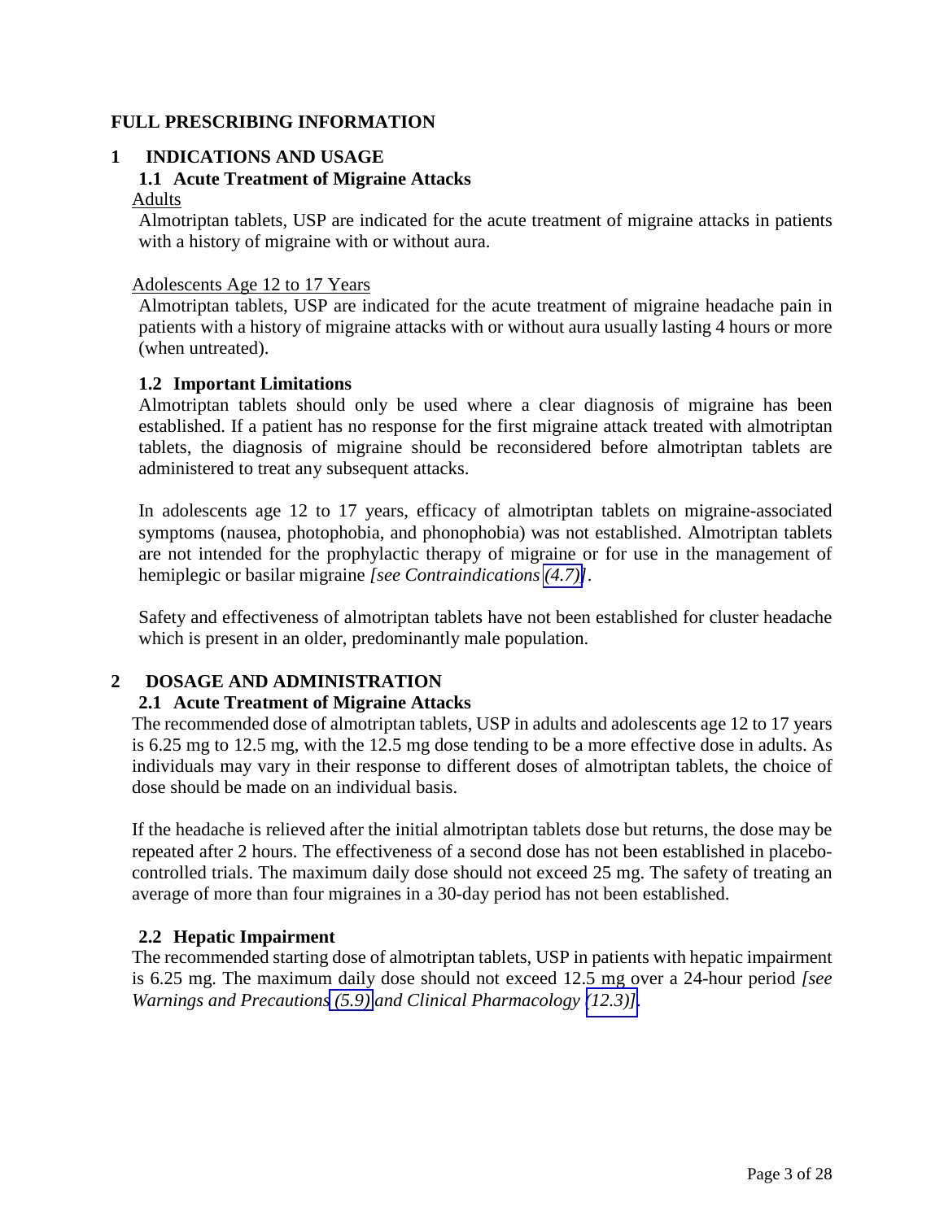# FULL PRESCRIBING INFORMATION

## 1 INDICATIONS AND USAGE

### 1.1 Acute Treatment of Migraine Attacks

Adults

Almotriptan tablets, USP are indicated for the acute treatment of migraine attacks in patients with a history of migraine with or without aura.

Adolescents Age 12 to 17 Years

Almotriptan tablets, USP are indicated for the acute treatment of migraine headache pain in patients with a history of migraine attacks with or without aura usually lasting 4 hours or more (when untreated).

### 1.2 Important Limitations

Almotriptan tablets should only be used where a clear diagnosis of migraine has been established. If a patient has no response for the first migraine attack treated with almotriptan tablets, the diagnosis of migraine should be reconsidered before almotriptan tablets are administered to treat any subsequent attacks.

In adolescents age 12 to 17 years, efficacy of almotriptan tablets on migraine-associated symptoms (nausea, photophobia, and phonophobia) was not established. Almotriptan tablets are not intended for the prophylactic therapy of migraine or for use in the management of hemiplegic or basilar migraine *[see Contraindications (4.7)]*.

Safety and effectiveness of almotriptan tablets have not been established for cluster headache which is present in an older, predominantly male population.

## 2 DOSAGE AND ADMINISTRATION

### 2.1 Acute Treatment of Migraine Attacks

The recommended dose of almotriptan tablets, USP in adults and adolescents age 12 to 17 years is 6.25 mg to 12.5 mg, with the 12.5 mg dose tending to be a more effective dose in adults. As individuals may vary in their response to different doses of almotriptan tablets, the choice of dose should be made on an individual basis.

If the headache is relieved after the initial almotriptan tablets dose but returns, the dose may be repeated after 2 hours. The effectiveness of a second dose has not been established in placebo-controlled trials. The maximum daily dose should not exceed 25 mg. The safety of treating an average of more than four migraines in a 30-day period has not been established.

### 2.2 Hepatic Impairment

The recommended starting dose of almotriptan tablets, USP in patients with hepatic impairment is 6.25 mg. The maximum daily dose should not exceed 12.5 mg over a 24-hour period *[see Warnings and Precautions (5.9) and Clinical Pharmacology (12.3)]*.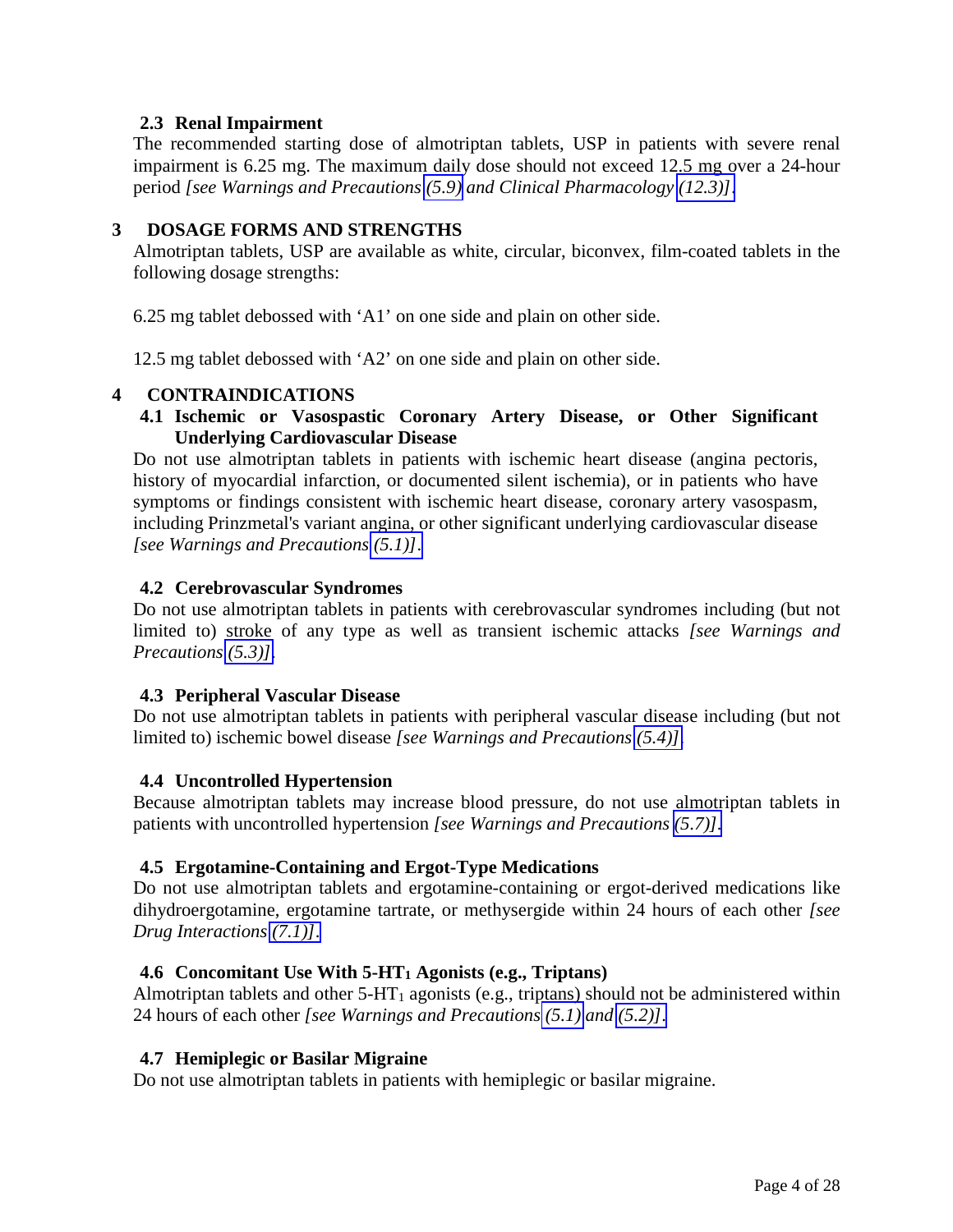### 2.3 Renal Impairment

The recommended starting dose of almotriptan tablets, USP in patients with severe renal impairment is 6.25 mg. The maximum daily dose should not exceed 12.5 mg over a 24-hour period *[see Warnings and Precautions (5.9) and Clinical Pharmacology (12.3)]*.

## 3 DOSAGE FORMS AND STRENGTHS

Almotriptan tablets, USP are available as white, circular, biconvex, film-coated tablets in the following dosage strengths:

6.25 mg tablet debossed with 'A1' on one side and plain on other side.

12.5 mg tablet debossed with 'A2' on one side and plain on other side.

## 4 CONTRAINDICATIONS

### 4.1 Ischemic or Vasospastic Coronary Artery Disease, or Other Significant Underlying Cardiovascular Disease

Do not use almotriptan tablets in patients with ischemic heart disease (angina pectoris, history of myocardial infarction, or documented silent ischemia), or in patients who have symptoms or findings consistent with ischemic heart disease, coronary artery vasospasm, including Prinzmetal's variant angina, or other significant underlying cardiovascular disease *[see Warnings and Precautions (5.1)]*.

### 4.2 Cerebrovascular Syndromes

Do not use almotriptan tablets in patients with cerebrovascular syndromes including (but not limited to) stroke of any type as well as transient ischemic attacks *[see Warnings and Precautions (5.3)]*.

### 4.3 Peripheral Vascular Disease

Do not use almotriptan tablets in patients with peripheral vascular disease including (but not limited to) ischemic bowel disease *[see Warnings and Precautions (5.4)]*.

### 4.4 Uncontrolled Hypertension

Because almotriptan tablets may increase blood pressure, do not use almotriptan tablets in patients with uncontrolled hypertension *[see Warnings and Precautions (5.7)]*.

### 4.5 Ergotamine-Containing and Ergot-Type Medications

Do not use almotriptan tablets and ergotamine-containing or ergot-derived medications like dihydroergotamine, ergotamine tartrate, or methysergide within 24 hours of each other *[see Drug Interactions (7.1)]*.

### 4.6 Concomitant Use With 5-$HT_1$ Agonists (e.g., Triptans)

Almotriptan tablets and other 5-$HT_1$ agonists (e.g., triptans) should not be administered within 24 hours of each other *[see Warnings and Precautions (5.1) and (5.2)]*.

### 4.7 Hemiplegic or Basilar Migraine

Do not use almotriptan tablets in patients with hemiplegic or basilar migraine.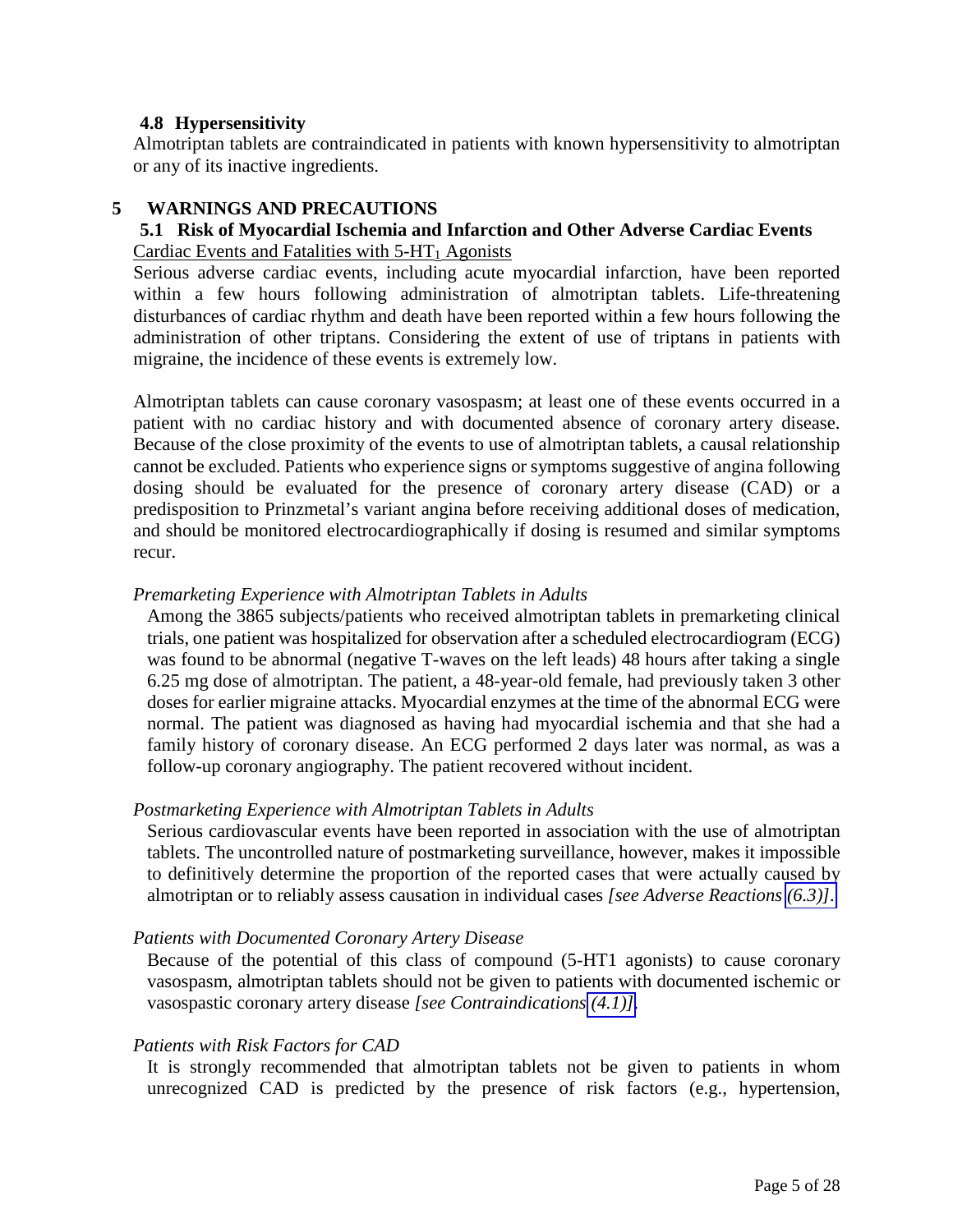### 4.8 Hypersensitivity

Almotriptan tablets are contraindicated in patients with known hypersensitivity to almotriptan or any of its inactive ingredients.

## 5 WARNINGS AND PRECAUTIONS

### 5.1 Risk of Myocardial Ischemia and Infarction and Other Adverse Cardiac Events

Cardiac Events and Fatalities with 5-$HT_1$ Agonists

Serious adverse cardiac events, including acute myocardial infarction, have been reported within a few hours following administration of almotriptan tablets. Life-threatening disturbances of cardiac rhythm and death have been reported within a few hours following the administration of other triptans. Considering the extent of use of triptans in patients with migraine, the incidence of these events is extremely low.

Almotriptan tablets can cause coronary vasospasm; at least one of these events occurred in a patient with no cardiac history and with documented absence of coronary artery disease. Because of the close proximity of the events to use of almotriptan tablets, a causal relationship cannot be excluded. Patients who experience signs or symptoms suggestive of angina following dosing should be evaluated for the presence of coronary artery disease (CAD) or a predisposition to Prinzmetal's variant angina before receiving additional doses of medication, and should be monitored electrocardiographically if dosing is resumed and similar symptoms recur.

*Premarketing Experience with Almotriptan Tablets in Adults*

Among the 3865 subjects/patients who received almotriptan tablets in premarketing clinical trials, one patient was hospitalized for observation after a scheduled electrocardiogram (ECG) was found to be abnormal (negative T-waves on the left leads) 48 hours after taking a single 6.25 mg dose of almotriptan. The patient, a 48-year-old female, had previously taken 3 other doses for earlier migraine attacks. Myocardial enzymes at the time of the abnormal ECG were normal. The patient was diagnosed as having had myocardial ischemia and that she had a family history of coronary disease. An ECG performed 2 days later was normal, as was a follow-up coronary angiography. The patient recovered without incident.

*Postmarketing Experience with Almotriptan Tablets in Adults*

Serious cardiovascular events have been reported in association with the use of almotriptan tablets. The uncontrolled nature of postmarketing surveillance, however, makes it impossible to definitively determine the proportion of the reported cases that were actually caused by almotriptan or to reliably assess causation in individual cases *[see Adverse Reactions (6.3)]*.

*Patients with Documented Coronary Artery Disease*

Because of the potential of this class of compound (5-HT1 agonists) to cause coronary vasospasm, almotriptan tablets should not be given to patients with documented ischemic or vasospastic coronary artery disease *[see Contraindications (4.1)]*.

*Patients with Risk Factors for CAD*

It is strongly recommended that almotriptan tablets not be given to patients in whom unrecognized CAD is predicted by the presence of risk factors (e.g., hypertension,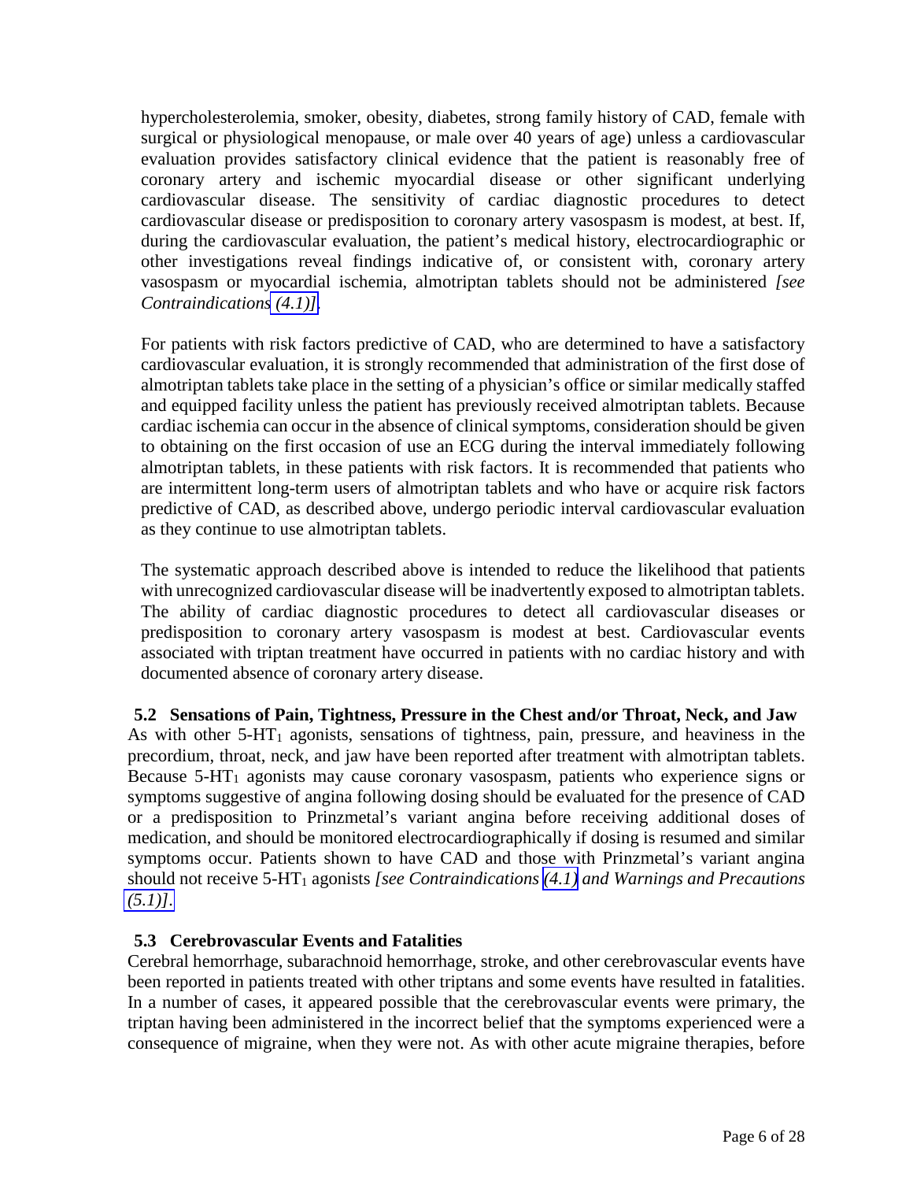hypercholesterolemia, smoker, obesity, diabetes, strong family history of CAD, female with surgical or physiological menopause, or male over 40 years of age) unless a cardiovascular evaluation provides satisfactory clinical evidence that the patient is reasonably free of coronary artery and ischemic myocardial disease or other significant underlying cardiovascular disease. The sensitivity of cardiac diagnostic procedures to detect cardiovascular disease or predisposition to coronary artery vasospasm is modest, at best. If, during the cardiovascular evaluation, the patient's medical history, electrocardiographic or other investigations reveal findings indicative of, or consistent with, coronary artery vasospasm or myocardial ischemia, almotriptan tablets should not be administered *[see Contraindications (4.1)]*.

For patients with risk factors predictive of CAD, who are determined to have a satisfactory cardiovascular evaluation, it is strongly recommended that administration of the first dose of almotriptan tablets take place in the setting of a physician's office or similar medically staffed and equipped facility unless the patient has previously received almotriptan tablets. Because cardiac ischemia can occur in the absence of clinical symptoms, consideration should be given to obtaining on the first occasion of use an ECG during the interval immediately following almotriptan tablets, in these patients with risk factors. It is recommended that patients who are intermittent long-term users of almotriptan tablets and who have or acquire risk factors predictive of CAD, as described above, undergo periodic interval cardiovascular evaluation as they continue to use almotriptan tablets.

The systematic approach described above is intended to reduce the likelihood that patients with unrecognized cardiovascular disease will be inadvertently exposed to almotriptan tablets. The ability of cardiac diagnostic procedures to detect all cardiovascular diseases or predisposition to coronary artery vasospasm is modest at best. Cardiovascular events associated with triptan treatment have occurred in patients with no cardiac history and with documented absence of coronary artery disease.

### 5.2 Sensations of Pain, Tightness, Pressure in the Chest and/or Throat, Neck, and Jaw

As with other 5-$HT_1$ agonists, sensations of tightness, pain, pressure, and heaviness in the precordium, throat, neck, and jaw have been reported after treatment with almotriptan tablets. Because 5-$HT_1$ agonists may cause coronary vasospasm, patients who experience signs or symptoms suggestive of angina following dosing should be evaluated for the presence of CAD or a predisposition to Prinzmetal's variant angina before receiving additional doses of medication, and should be monitored electrocardiographically if dosing is resumed and similar symptoms occur. Patients shown to have CAD and those with Prinzmetal's variant angina should not receive 5-$HT_1$ agonists *[see Contraindications (4.1) and Warnings and Precautions (5.1)]*.

### 5.3 Cerebrovascular Events and Fatalities

Cerebral hemorrhage, subarachnoid hemorrhage, stroke, and other cerebrovascular events have been reported in patients treated with other triptans and some events have resulted in fatalities. In a number of cases, it appeared possible that the cerebrovascular events were primary, the triptan having been administered in the incorrect belief that the symptoms experienced were a consequence of migraine, when they were not. As with other acute migraine therapies, before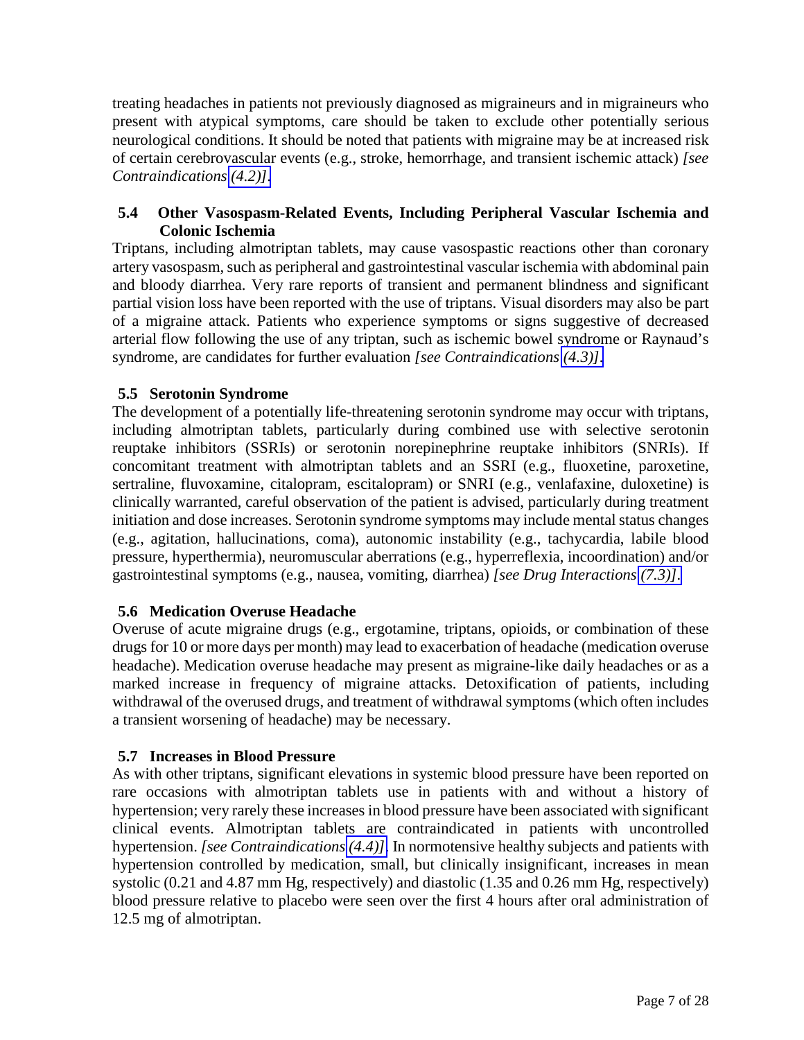treating headaches in patients not previously diagnosed as migraineurs and in migraineurs who present with atypical symptoms, care should be taken to exclude other potentially serious neurological conditions. It should be noted that patients with migraine may be at increased risk of certain cerebrovascular events (e.g., stroke, hemorrhage, and transient ischemic attack) *[see Contraindications (4.2)]*.

### 5.4 Other Vasospasm-Related Events, Including Peripheral Vascular Ischemia and Colonic Ischemia

Triptans, including almotriptan tablets, may cause vasospastic reactions other than coronary artery vasospasm, such as peripheral and gastrointestinal vascular ischemia with abdominal pain and bloody diarrhea. Very rare reports of transient and permanent blindness and significant partial vision loss have been reported with the use of triptans. Visual disorders may also be part of a migraine attack. Patients who experience symptoms or signs suggestive of decreased arterial flow following the use of any triptan, such as ischemic bowel syndrome or Raynaud's syndrome, are candidates for further evaluation *[see Contraindications (4.3)]*.

### 5.5 Serotonin Syndrome

The development of a potentially life-threatening serotonin syndrome may occur with triptans, including almotriptan tablets, particularly during combined use with selective serotonin reuptake inhibitors (SSRIs) or serotonin norepinephrine reuptake inhibitors (SNRIs). If concomitant treatment with almotriptan tablets and an SSRI (e.g., fluoxetine, paroxetine, sertraline, fluvoxamine, citalopram, escitalopram) or SNRI (e.g., venlafaxine, duloxetine) is clinically warranted, careful observation of the patient is advised, particularly during treatment initiation and dose increases. Serotonin syndrome symptoms may include mental status changes (e.g., agitation, hallucinations, coma), autonomic instability (e.g., tachycardia, labile blood pressure, hyperthermia), neuromuscular aberrations (e.g., hyperreflexia, incoordination) and/or gastrointestinal symptoms (e.g., nausea, vomiting, diarrhea) *[see Drug Interactions (7.3)]*.

### 5.6 Medication Overuse Headache

Overuse of acute migraine drugs (e.g., ergotamine, triptans, opioids, or combination of these drugs for 10 or more days per month) may lead to exacerbation of headache (medication overuse headache). Medication overuse headache may present as migraine-like daily headaches or as a marked increase in frequency of migraine attacks. Detoxification of patients, including withdrawal of the overused drugs, and treatment of withdrawal symptoms (which often includes a transient worsening of headache) may be necessary.

### 5.7 Increases in Blood Pressure

As with other triptans, significant elevations in systemic blood pressure have been reported on rare occasions with almotriptan tablets use in patients with and without a history of hypertension; very rarely these increases in blood pressure have been associated with significant clinical events. Almotriptan tablets are contraindicated in patients with uncontrolled hypertension. *[see Contraindications (4.4)]*. In normotensive healthy subjects and patients with hypertension controlled by medication, small, but clinically insignificant, increases in mean systolic (0.21 and 4.87 mm Hg, respectively) and diastolic (1.35 and 0.26 mm Hg, respectively) blood pressure relative to placebo were seen over the first 4 hours after oral administration of 12.5 mg of almotriptan.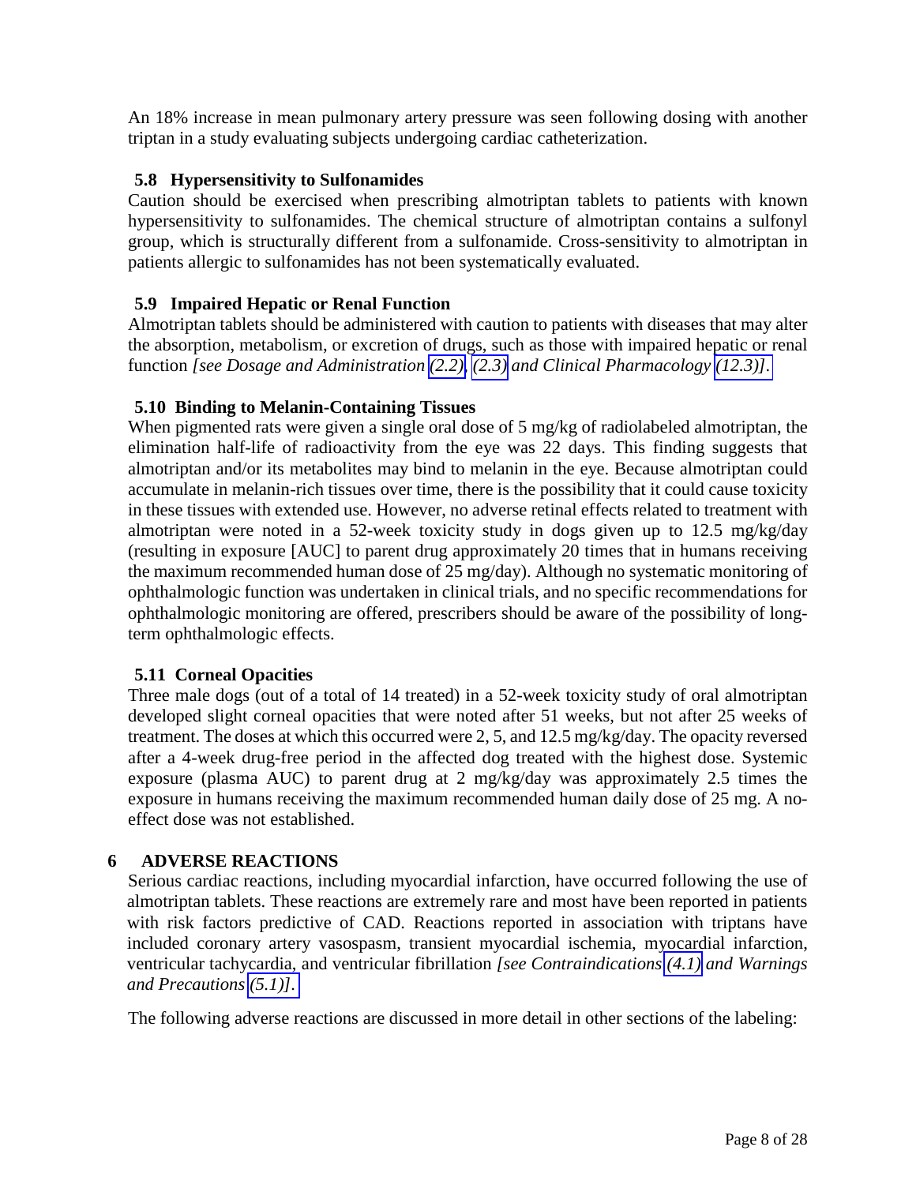An 18% increase in mean pulmonary artery pressure was seen following dosing with another triptan in a study evaluating subjects undergoing cardiac catheterization.

### 5.8 Hypersensitivity to Sulfonamides

Caution should be exercised when prescribing almotriptan tablets to patients with known hypersensitivity to sulfonamides. The chemical structure of almotriptan contains a sulfonyl group, which is structurally different from a sulfonamide. Cross-sensitivity to almotriptan in patients allergic to sulfonamides has not been systematically evaluated.

### 5.9 Impaired Hepatic or Renal Function

Almotriptan tablets should be administered with caution to patients with diseases that may alter the absorption, metabolism, or excretion of drugs, such as those with impaired hepatic or renal function *[see Dosage and Administration (2.2), (2.3) and Clinical Pharmacology (12.3)]*.

### 5.10 Binding to Melanin-Containing Tissues

When pigmented rats were given a single oral dose of 5 mg/kg of radiolabeled almotriptan, the elimination half-life of radioactivity from the eye was 22 days. This finding suggests that almotriptan and/or its metabolites may bind to melanin in the eye. Because almotriptan could accumulate in melanin-rich tissues over time, there is the possibility that it could cause toxicity in these tissues with extended use. However, no adverse retinal effects related to treatment with almotriptan were noted in a 52-week toxicity study in dogs given up to 12.5 mg/kg/day (resulting in exposure [AUC] to parent drug approximately 20 times that in humans receiving the maximum recommended human dose of 25 mg/day). Although no systematic monitoring of ophthalmologic function was undertaken in clinical trials, and no specific recommendations for ophthalmologic monitoring are offered, prescribers should be aware of the possibility of long-term ophthalmologic effects.

### 5.11 Corneal Opacities

Three male dogs (out of a total of 14 treated) in a 52-week toxicity study of oral almotriptan developed slight corneal opacities that were noted after 51 weeks, but not after 25 weeks of treatment. The doses at which this occurred were 2, 5, and 12.5 mg/kg/day. The opacity reversed after a 4-week drug-free period in the affected dog treated with the highest dose. Systemic exposure (plasma AUC) to parent drug at 2 mg/kg/day was approximately 2.5 times the exposure in humans receiving the maximum recommended human daily dose of 25 mg. A no-effect dose was not established.

## 6 ADVERSE REACTIONS

Serious cardiac reactions, including myocardial infarction, have occurred following the use of almotriptan tablets. These reactions are extremely rare and most have been reported in patients with risk factors predictive of CAD. Reactions reported in association with triptans have included coronary artery vasospasm, transient myocardial ischemia, myocardial infarction, ventricular tachycardia, and ventricular fibrillation *[see Contraindications (4.1) and Warnings and Precautions (5.1)]*.

The following adverse reactions are discussed in more detail in other sections of the labeling: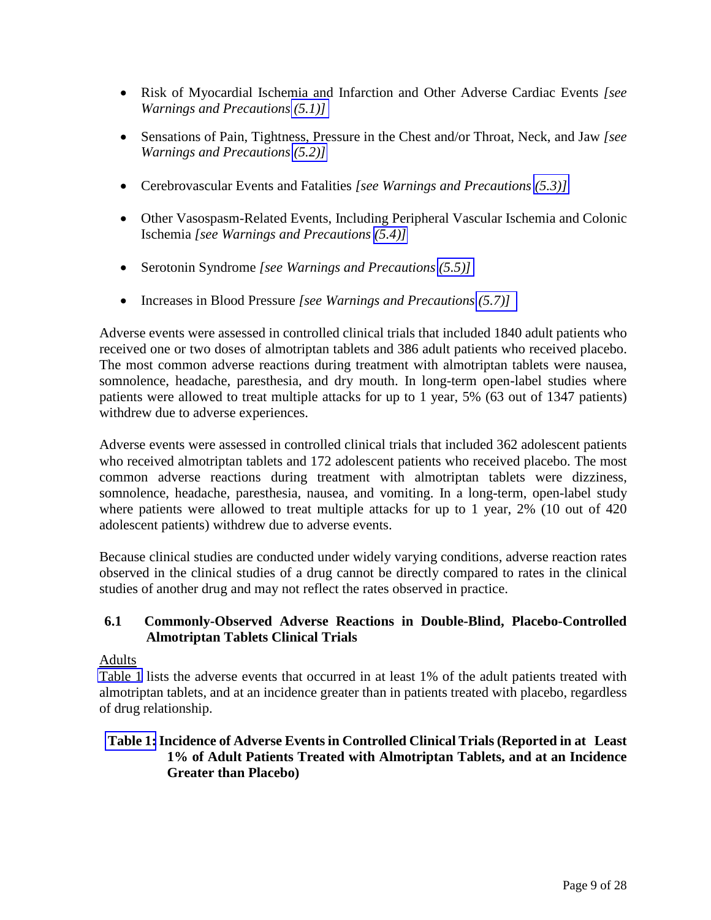- Risk of Myocardial Ischemia and Infarction and Other Adverse Cardiac Events *[see Warnings and Precautions (5.1)]*

- Sensations of Pain, Tightness, Pressure in the Chest and/or Throat, Neck, and Jaw *[see Warnings and Precautions (5.2)]*

- Cerebrovascular Events and Fatalities *[see Warnings and Precautions (5.3)]*

- Other Vasospasm-Related Events, Including Peripheral Vascular Ischemia and Colonic Ischemia *[see Warnings and Precautions (5.4)]*

- Serotonin Syndrome *[see Warnings and Precautions (5.5)]*

- Increases in Blood Pressure *[see Warnings and Precautions (5.7)]*

Adverse events were assessed in controlled clinical trials that included 1840 adult patients who received one or two doses of almotriptan tablets and 386 adult patients who received placebo. The most common adverse reactions during treatment with almotriptan tablets were nausea, somnolence, headache, paresthesia, and dry mouth. In long-term open-label studies where patients were allowed to treat multiple attacks for up to 1 year, 5% (63 out of 1347 patients) withdrew due to adverse experiences.

Adverse events were assessed in controlled clinical trials that included 362 adolescent patients who received almotriptan tablets and 172 adolescent patients who received placebo. The most common adverse reactions during treatment with almotriptan tablets were dizziness, somnolence, headache, paresthesia, nausea, and vomiting. In a long-term, open-label study where patients were allowed to treat multiple attacks for up to 1 year, 2% (10 out of 420 adolescent patients) withdrew due to adverse events.

Because clinical studies are conducted under widely varying conditions, adverse reaction rates observed in the clinical studies of a drug cannot be directly compared to rates in the clinical studies of another drug and may not reflect the rates observed in practice.

## 6.1 Commonly-Observed Adverse Reactions in Double-Blind, Placebo-Controlled Almotriptan Tablets Clinical Trials

Adults

Table 1 lists the adverse events that occurred in at least 1% of the adult patients treated with almotriptan tablets, and at an incidence greater than in patients treated with placebo, regardless of drug relationship.

**Table 1: Incidence of Adverse Events in Controlled Clinical Trials (Reported in at Least 1% of Adult Patients Treated with Almotriptan Tablets, and at an Incidence Greater than Placebo)**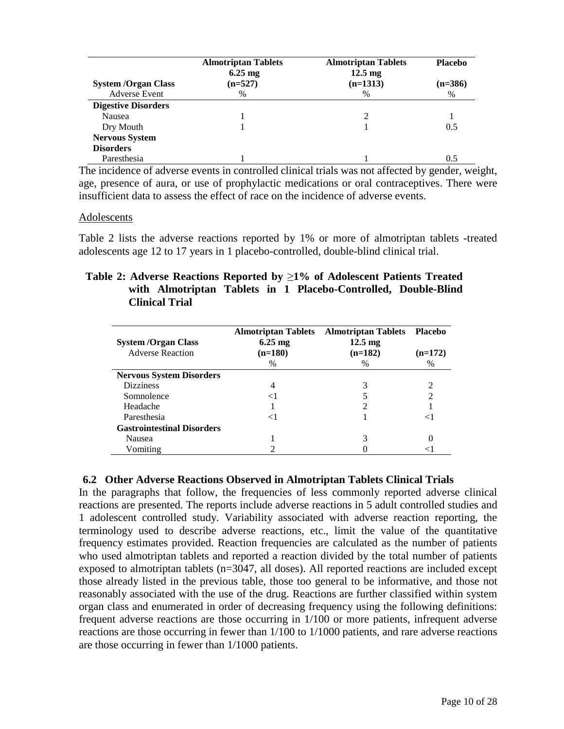| System /Organ Class | Almotriptan Tablets 6.25 mg (n=527) | Almotriptan Tablets 12.5 mg (n=1313) | Placebo (n=386) |
|---|---|---|---|
| Adverse Event | % | % | % |
| **Digestive Disorders** | | | |
| Nausea | 1 | 2 | 1 |
| Dry Mouth | 1 | 1 | 0.5 |
| **Nervous System Disorders** | | | |
| Paresthesia | 1 | 1 | 0.5 |

The incidence of adverse events in controlled clinical trials was not affected by gender, weight, age, presence of aura, or use of prophylactic medications or oral contraceptives. There were insufficient data to assess the effect of race on the incidence of adverse events.

Adolescents

Table 2 lists the adverse reactions reported by 1% or more of almotriptan tablets -treated adolescents age 12 to 17 years in 1 placebo-controlled, double-blind clinical trial.

**Table 2: Adverse Reactions Reported by ≥1% of Adolescent Patients Treated with Almotriptan Tablets in 1 Placebo-Controlled, Double-Blind Clinical Trial**

| System /Organ Class | Almotriptan Tablets 6.25 mg | Almotriptan Tablets 12.5 mg | Placebo |
|---|---|---|---|
| Adverse Reaction | (n=180) | (n=182) | (n=172) |
| | % | % | % |
| **Nervous System Disorders** | | | |
| Dizziness | 4 | 3 | 2 |
| Somnolence | <1 | 5 | 2 |
| Headache | 1 | 2 | 1 |
| Paresthesia | <1 | 1 | <1 |
| **Gastrointestinal Disorders** | | | |
| Nausea | 1 | 3 | 0 |
| Vomiting | 2 | 0 | <1 |

### 6.2 Other Adverse Reactions Observed in Almotriptan Tablets Clinical Trials

In the paragraphs that follow, the frequencies of less commonly reported adverse clinical reactions are presented. The reports include adverse reactions in 5 adult controlled studies and 1 adolescent controlled study. Variability associated with adverse reaction reporting, the terminology used to describe adverse reactions, etc., limit the value of the quantitative frequency estimates provided. Reaction frequencies are calculated as the number of patients who used almotriptan tablets and reported a reaction divided by the total number of patients exposed to almotriptan tablets (n=3047, all doses). All reported reactions are included except those already listed in the previous table, those too general to be informative, and those not reasonably associated with the use of the drug. Reactions are further classified within system organ class and enumerated in order of decreasing frequency using the following definitions: frequent adverse reactions are those occurring in 1/100 or more patients, infrequent adverse reactions are those occurring in fewer than 1/100 to 1/1000 patients, and rare adverse reactions are those occurring in fewer than 1/1000 patients.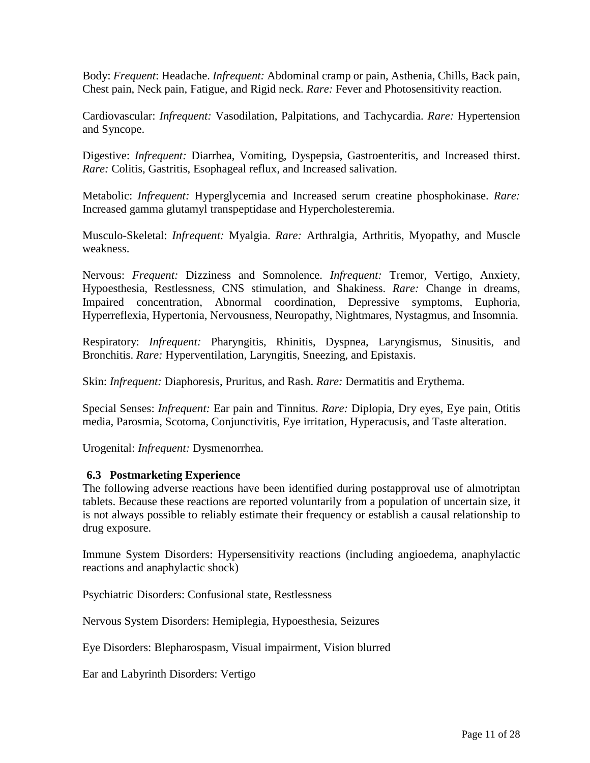Body: *Frequent*: Headache. *Infrequent:* Abdominal cramp or pain, Asthenia, Chills, Back pain, Chest pain, Neck pain, Fatigue, and Rigid neck. *Rare:* Fever and Photosensitivity reaction.

Cardiovascular: *Infrequent:* Vasodilation, Palpitations, and Tachycardia. *Rare:* Hypertension and Syncope.

Digestive: *Infrequent:* Diarrhea, Vomiting, Dyspepsia, Gastroenteritis, and Increased thirst. *Rare:* Colitis, Gastritis, Esophageal reflux, and Increased salivation.

Metabolic: *Infrequent:* Hyperglycemia and Increased serum creatine phosphokinase. *Rare:* Increased gamma glutamyl transpeptidase and Hypercholesteremia.

Musculo-Skeletal: *Infrequent:* Myalgia. *Rare:* Arthralgia, Arthritis, Myopathy, and Muscle weakness.

Nervous: *Frequent:* Dizziness and Somnolence. *Infrequent:* Tremor, Vertigo, Anxiety, Hypoesthesia, Restlessness, CNS stimulation, and Shakiness. *Rare:* Change in dreams, Impaired concentration, Abnormal coordination, Depressive symptoms, Euphoria, Hyperreflexia, Hypertonia, Nervousness, Neuropathy, Nightmares, Nystagmus, and Insomnia.

Respiratory: *Infrequent:* Pharyngitis, Rhinitis, Dyspnea, Laryngismus, Sinusitis, and Bronchitis. *Rare:* Hyperventilation, Laryngitis, Sneezing, and Epistaxis.

Skin: *Infrequent:* Diaphoresis, Pruritus, and Rash. *Rare:* Dermatitis and Erythema.

Special Senses: *Infrequent:* Ear pain and Tinnitus. *Rare:* Diplopia, Dry eyes, Eye pain, Otitis media, Parosmia, Scotoma, Conjunctivitis, Eye irritation, Hyperacusis, and Taste alteration.

Urogenital: *Infrequent:* Dysmenorrhea.

### 6.3 Postmarketing Experience

The following adverse reactions have been identified during postapproval use of almotriptan tablets. Because these reactions are reported voluntarily from a population of uncertain size, it is not always possible to reliably estimate their frequency or establish a causal relationship to drug exposure.

Immune System Disorders: Hypersensitivity reactions (including angioedema, anaphylactic reactions and anaphylactic shock)

Psychiatric Disorders: Confusional state, Restlessness

Nervous System Disorders: Hemiplegia, Hypoesthesia, Seizures

Eye Disorders: Blepharospasm, Visual impairment, Vision blurred

Ear and Labyrinth Disorders: Vertigo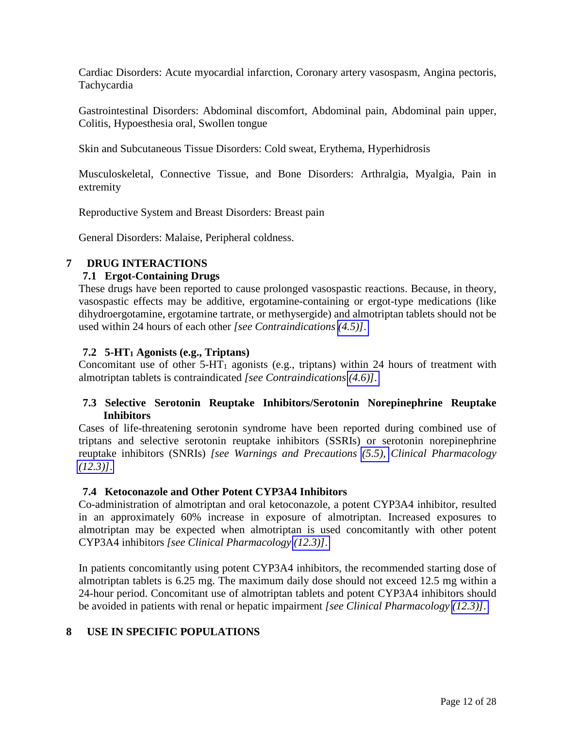Cardiac Disorders: Acute myocardial infarction, Coronary artery vasospasm, Angina pectoris, Tachycardia

Gastrointestinal Disorders: Abdominal discomfort, Abdominal pain, Abdominal pain upper, Colitis, Hypoesthesia oral, Swollen tongue

Skin and Subcutaneous Tissue Disorders: Cold sweat, Erythema, Hyperhidrosis

Musculoskeletal, Connective Tissue, and Bone Disorders: Arthralgia, Myalgia, Pain in extremity

Reproductive System and Breast Disorders: Breast pain

General Disorders: Malaise, Peripheral coldness.

# 7 DRUG INTERACTIONS

## 7.1 Ergot-Containing Drugs

These drugs have been reported to cause prolonged vasospastic reactions. Because, in theory, vasospastic effects may be additive, ergotamine-containing or ergot-type medications (like dihydroergotamine, ergotamine tartrate, or methysergide) and almotriptan tablets should not be used within 24 hours of each other *[see Contraindications (4.5)]*.

## 7.2 5-HT$_1$ Agonists (e.g., Triptans)

Concomitant use of other 5-HT$_1$ agonists (e.g., triptans) within 24 hours of treatment with almotriptan tablets is contraindicated *[see Contraindications (4.6)]*.

## 7.3 Selective Serotonin Reuptake Inhibitors/Serotonin Norepinephrine Reuptake Inhibitors

Cases of life-threatening serotonin syndrome have been reported during combined use of triptans and selective serotonin reuptake inhibitors (SSRIs) or serotonin norepinephrine reuptake inhibitors (SNRIs) *[see Warnings and Precautions (5.5), Clinical Pharmacology (12.3)]*.

## 7.4 Ketoconazole and Other Potent CYP3A4 Inhibitors

Co-administration of almotriptan and oral ketoconazole, a potent CYP3A4 inhibitor, resulted in an approximately 60% increase in exposure of almotriptan. Increased exposures to almotriptan may be expected when almotriptan is used concomitantly with other potent CYP3A4 inhibitors *[see Clinical Pharmacology (12.3)]*.

In patients concomitantly using potent CYP3A4 inhibitors, the recommended starting dose of almotriptan tablets is 6.25 mg. The maximum daily dose should not exceed 12.5 mg within a 24-hour period. Concomitant use of almotriptan tablets and potent CYP3A4 inhibitors should be avoided in patients with renal or hepatic impairment *[see Clinical Pharmacology (12.3)]*.

# 8 USE IN SPECIFIC POPULATIONS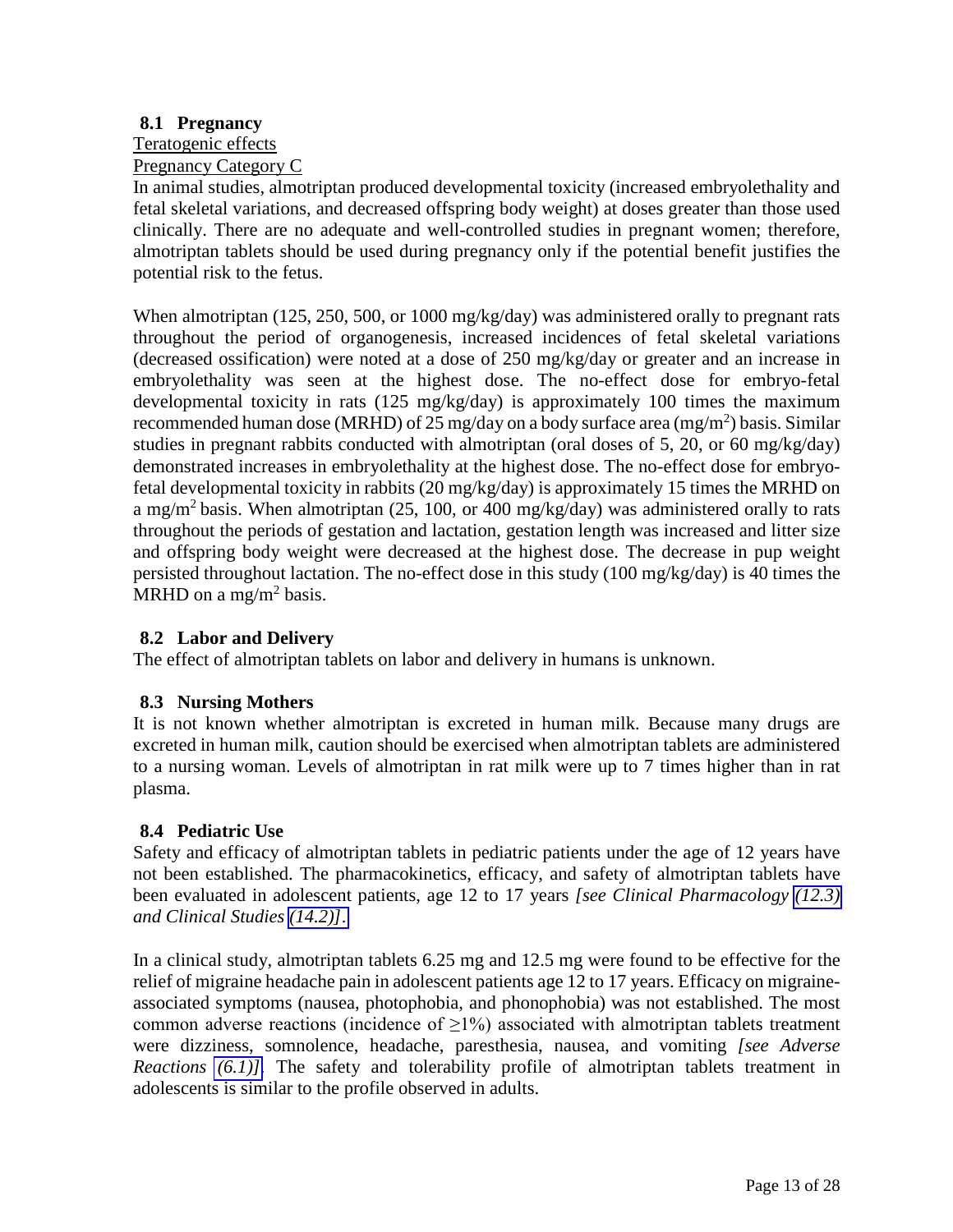### 8.1 Pregnancy

Teratogenic effects

Pregnancy Category C

In animal studies, almotriptan produced developmental toxicity (increased embryolethality and fetal skeletal variations, and decreased offspring body weight) at doses greater than those used clinically. There are no adequate and well-controlled studies in pregnant women; therefore, almotriptan tablets should be used during pregnancy only if the potential benefit justifies the potential risk to the fetus.

When almotriptan (125, 250, 500, or 1000 mg/kg/day) was administered orally to pregnant rats throughout the period of organogenesis, increased incidences of fetal skeletal variations (decreased ossification) were noted at a dose of 250 mg/kg/day or greater and an increase in embryolethality was seen at the highest dose. The no-effect dose for embryo-fetal developmental toxicity in rats (125 mg/kg/day) is approximately 100 times the maximum recommended human dose (MRHD) of 25 mg/day on a body surface area ($mg/m^2$) basis. Similar studies in pregnant rabbits conducted with almotriptan (oral doses of 5, 20, or 60 mg/kg/day) demonstrated increases in embryolethality at the highest dose. The no-effect dose for embryo-fetal developmental toxicity in rabbits (20 mg/kg/day) is approximately 15 times the MRHD on a $mg/m^2$ basis. When almotriptan (25, 100, or 400 mg/kg/day) was administered orally to rats throughout the periods of gestation and lactation, gestation length was increased and litter size and offspring body weight were decreased at the highest dose. The decrease in pup weight persisted throughout lactation. The no-effect dose in this study (100 mg/kg/day) is 40 times the MRHD on a $mg/m^2$ basis.

### 8.2 Labor and Delivery

The effect of almotriptan tablets on labor and delivery in humans is unknown.

### 8.3 Nursing Mothers

It is not known whether almotriptan is excreted in human milk. Because many drugs are excreted in human milk, caution should be exercised when almotriptan tablets are administered to a nursing woman. Levels of almotriptan in rat milk were up to 7 times higher than in rat plasma.

### 8.4 Pediatric Use

Safety and efficacy of almotriptan tablets in pediatric patients under the age of 12 years have not been established. The pharmacokinetics, efficacy, and safety of almotriptan tablets have been evaluated in adolescent patients, age 12 to 17 years *[see Clinical Pharmacology (12.3) and Clinical Studies (14.2)]*.

In a clinical study, almotriptan tablets 6.25 mg and 12.5 mg were found to be effective for the relief of migraine headache pain in adolescent patients age 12 to 17 years. Efficacy on migraine-associated symptoms (nausea, photophobia, and phonophobia) was not established. The most common adverse reactions (incidence of $\geq$1%) associated with almotriptan tablets treatment were dizziness, somnolence, headache, paresthesia, nausea, and vomiting *[see Adverse Reactions (6.1)]*. The safety and tolerability profile of almotriptan tablets treatment in adolescents is similar to the profile observed in adults.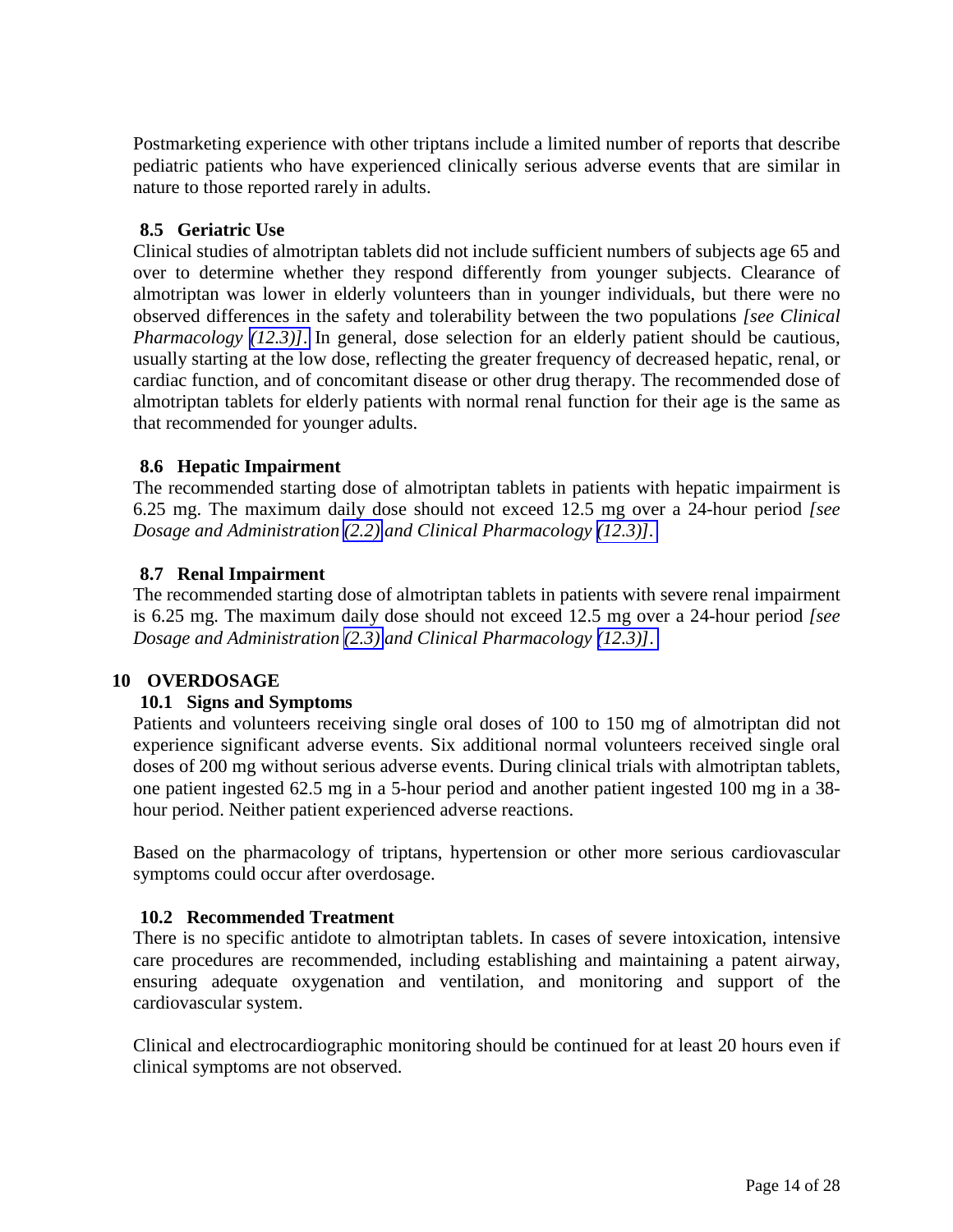Postmarketing experience with other triptans include a limited number of reports that describe pediatric patients who have experienced clinically serious adverse events that are similar in nature to those reported rarely in adults.

### 8.5 Geriatric Use

Clinical studies of almotriptan tablets did not include sufficient numbers of subjects age 65 and over to determine whether they respond differently from younger subjects. Clearance of almotriptan was lower in elderly volunteers than in younger individuals, but there were no observed differences in the safety and tolerability between the two populations *[see Clinical Pharmacology (12.3)]*. In general, dose selection for an elderly patient should be cautious, usually starting at the low dose, reflecting the greater frequency of decreased hepatic, renal, or cardiac function, and of concomitant disease or other drug therapy. The recommended dose of almotriptan tablets for elderly patients with normal renal function for their age is the same as that recommended for younger adults.

### 8.6 Hepatic Impairment

The recommended starting dose of almotriptan tablets in patients with hepatic impairment is 6.25 mg. The maximum daily dose should not exceed 12.5 mg over a 24-hour period *[see Dosage and Administration (2.2) and Clinical Pharmacology (12.3)]*.

### 8.7 Renal Impairment

The recommended starting dose of almotriptan tablets in patients with severe renal impairment is 6.25 mg. The maximum daily dose should not exceed 12.5 mg over a 24-hour period *[see Dosage and Administration (2.3) and Clinical Pharmacology (12.3)]*.

## 10 OVERDOSAGE

### 10.1 Signs and Symptoms

Patients and volunteers receiving single oral doses of 100 to 150 mg of almotriptan did not experience significant adverse events. Six additional normal volunteers received single oral doses of 200 mg without serious adverse events. During clinical trials with almotriptan tablets, one patient ingested 62.5 mg in a 5-hour period and another patient ingested 100 mg in a 38-hour period. Neither patient experienced adverse reactions.

Based on the pharmacology of triptans, hypertension or other more serious cardiovascular symptoms could occur after overdosage.

### 10.2 Recommended Treatment

There is no specific antidote to almotriptan tablets. In cases of severe intoxication, intensive care procedures are recommended, including establishing and maintaining a patent airway, ensuring adequate oxygenation and ventilation, and monitoring and support of the cardiovascular system.

Clinical and electrocardiographic monitoring should be continued for at least 20 hours even if clinical symptoms are not observed.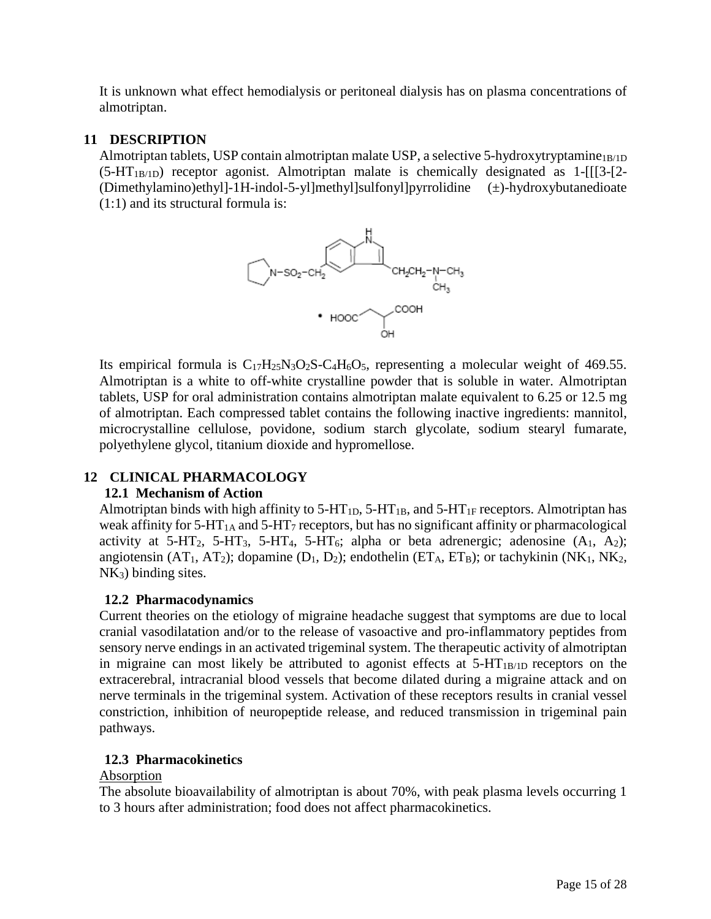It is unknown what effect hemodialysis or peritoneal dialysis has on plasma concentrations of almotriptan.

## 11 DESCRIPTION

Almotriptan tablets, USP contain almotriptan malate USP, a selective 5-hydroxytryptamine$_{1B/1D}$ (5-HT$_{1B/1D}$) receptor agonist. Almotriptan malate is chemically designated as 1-[[[3-[2-(Dimethylamino)ethyl]-1H-indol-5-yl]methyl]sulfonyl]pyrrolidine (±)-hydroxybutanedioate (1:1) and its structural formula is:

Its empirical formula is $C_{17}H_{25}N_3O_2S$-$C_4H_6O_5$, representing a molecular weight of 469.55. Almotriptan is a white to off-white crystalline powder that is soluble in water. Almotriptan tablets, USP for oral administration contains almotriptan malate equivalent to 6.25 or 12.5 mg of almotriptan. Each compressed tablet contains the following inactive ingredients: mannitol, microcrystalline cellulose, povidone, sodium starch glycolate, sodium stearyl fumarate, polyethylene glycol, titanium dioxide and hypromellose.

## 12 CLINICAL PHARMACOLOGY

### 12.1 Mechanism of Action

Almotriptan binds with high affinity to 5-HT$_{1D}$, 5-HT$_{1B}$, and 5-HT$_{1F}$ receptors. Almotriptan has weak affinity for 5-HT$_{1A}$ and 5-HT$_7$ receptors, but has no significant affinity or pharmacological activity at 5-HT$_2$, 5-HT$_3$, 5-HT$_4$, 5-HT$_6$; alpha or beta adrenergic; adenosine (A$_1$, A$_2$); angiotensin (AT$_1$, AT$_2$); dopamine (D$_1$, D$_2$); endothelin (ET$_A$, ET$_B$); or tachykinin (NK$_1$, NK$_2$, NK$_3$) binding sites.

### 12.2 Pharmacodynamics

Current theories on the etiology of migraine headache suggest that symptoms are due to local cranial vasodilatation and/or to the release of vasoactive and pro-inflammatory peptides from sensory nerve endings in an activated trigeminal system. The therapeutic activity of almotriptan in migraine can most likely be attributed to agonist effects at 5-HT$_{1B/1D}$ receptors on the extracerebral, intracranial blood vessels that become dilated during a migraine attack and on nerve terminals in the trigeminal system. Activation of these receptors results in cranial vessel constriction, inhibition of neuropeptide release, and reduced transmission in trigeminal pain pathways.

### 12.3 Pharmacokinetics

Absorption

The absolute bioavailability of almotriptan is about 70%, with peak plasma levels occurring 1 to 3 hours after administration; food does not affect pharmacokinetics.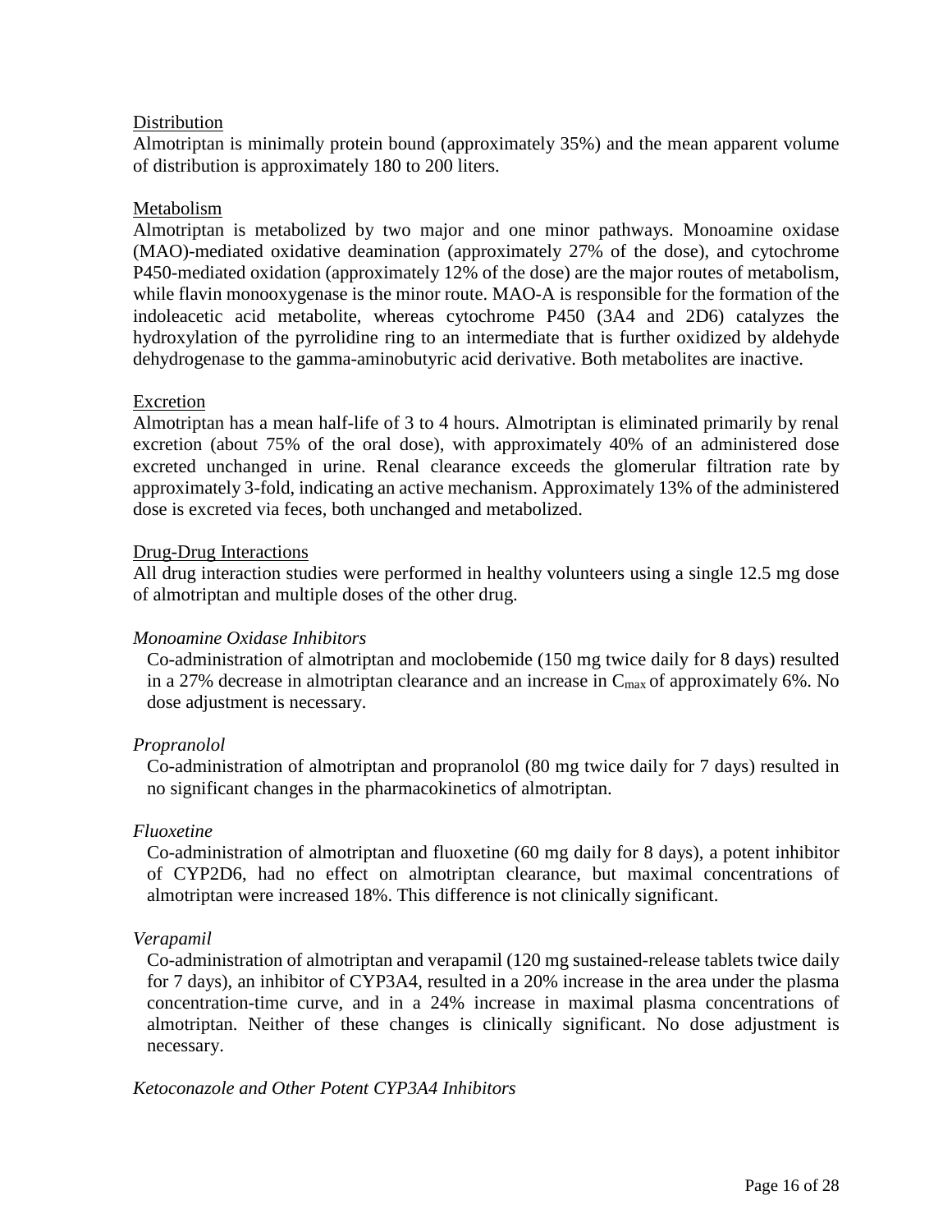Distribution

Almotriptan is minimally protein bound (approximately 35%) and the mean apparent volume of distribution is approximately 180 to 200 liters.

Metabolism

Almotriptan is metabolized by two major and one minor pathways. Monoamine oxidase (MAO)-mediated oxidative deamination (approximately 27% of the dose), and cytochrome P450-mediated oxidation (approximately 12% of the dose) are the major routes of metabolism, while flavin monooxygenase is the minor route. MAO-A is responsible for the formation of the indoleacetic acid metabolite, whereas cytochrome P450 (3A4 and 2D6) catalyzes the hydroxylation of the pyrrolidine ring to an intermediate that is further oxidized by aldehyde dehydrogenase to the gamma-aminobutyric acid derivative. Both metabolites are inactive.

Excretion

Almotriptan has a mean half-life of 3 to 4 hours. Almotriptan is eliminated primarily by renal excretion (about 75% of the oral dose), with approximately 40% of an administered dose excreted unchanged in urine. Renal clearance exceeds the glomerular filtration rate by approximately 3-fold, indicating an active mechanism. Approximately 13% of the administered dose is excreted via feces, both unchanged and metabolized.

Drug-Drug Interactions

All drug interaction studies were performed in healthy volunteers using a single 12.5 mg dose of almotriptan and multiple doses of the other drug.

*Monoamine Oxidase Inhibitors*

Co-administration of almotriptan and moclobemide (150 mg twice daily for 8 days) resulted in a 27% decrease in almotriptan clearance and an increase in $C_{max}$ of approximately 6%. No dose adjustment is necessary.

*Propranolol*

Co-administration of almotriptan and propranolol (80 mg twice daily for 7 days) resulted in no significant changes in the pharmacokinetics of almotriptan.

*Fluoxetine*

Co-administration of almotriptan and fluoxetine (60 mg daily for 8 days), a potent inhibitor of CYP2D6, had no effect on almotriptan clearance, but maximal concentrations of almotriptan were increased 18%. This difference is not clinically significant.

*Verapamil*

Co-administration of almotriptan and verapamil (120 mg sustained-release tablets twice daily for 7 days), an inhibitor of CYP3A4, resulted in a 20% increase in the area under the plasma concentration-time curve, and in a 24% increase in maximal plasma concentrations of almotriptan. Neither of these changes is clinically significant. No dose adjustment is necessary.

*Ketoconazole and Other Potent CYP3A4 Inhibitors*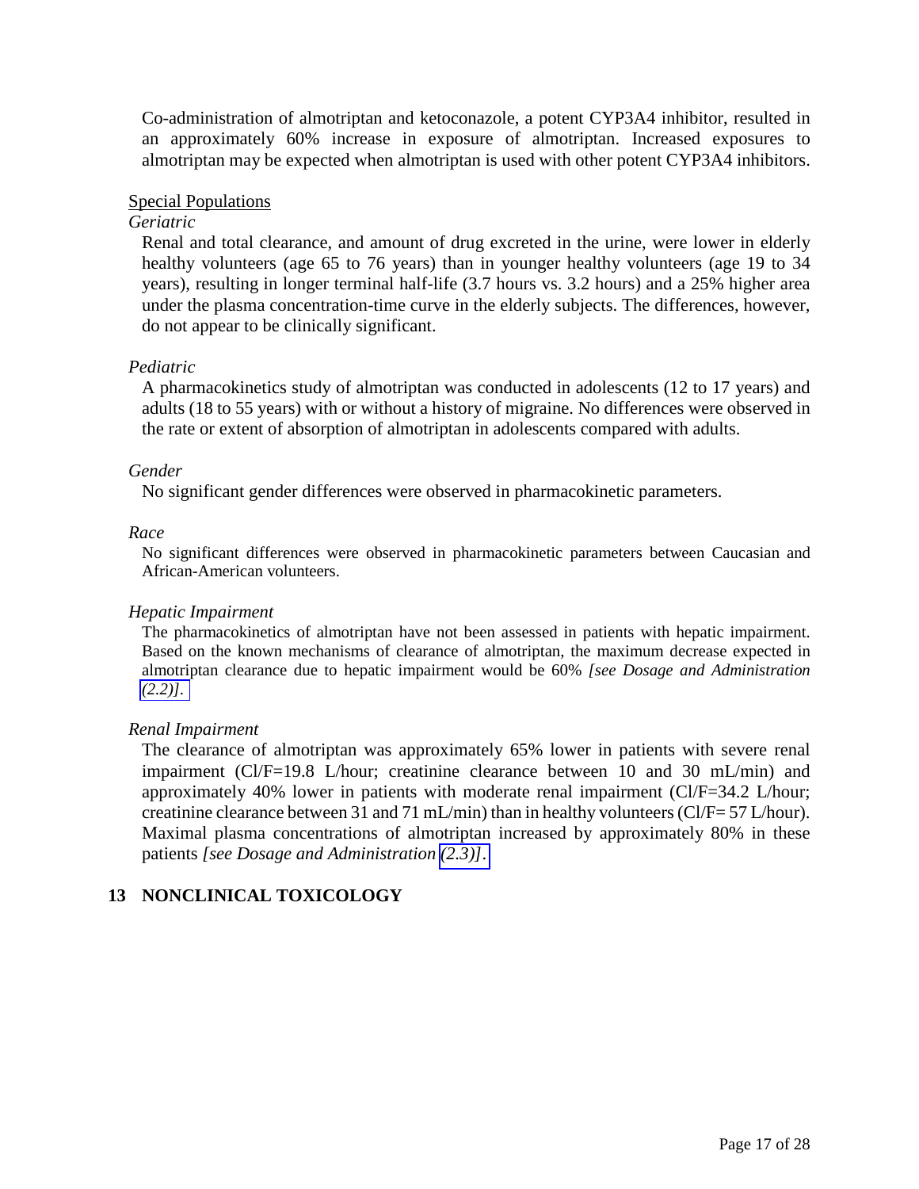Co-administration of almotriptan and ketoconazole, a potent CYP3A4 inhibitor, resulted in an approximately 60% increase in exposure of almotriptan. Increased exposures to almotriptan may be expected when almotriptan is used with other potent CYP3A4 inhibitors.

Special Populations

*Geriatric*

Renal and total clearance, and amount of drug excreted in the urine, were lower in elderly healthy volunteers (age 65 to 76 years) than in younger healthy volunteers (age 19 to 34 years), resulting in longer terminal half-life (3.7 hours vs. 3.2 hours) and a 25% higher area under the plasma concentration-time curve in the elderly subjects. The differences, however, do not appear to be clinically significant.

*Pediatric*

A pharmacokinetics study of almotriptan was conducted in adolescents (12 to 17 years) and adults (18 to 55 years) with or without a history of migraine. No differences were observed in the rate or extent of absorption of almotriptan in adolescents compared with adults.

*Gender*

No significant gender differences were observed in pharmacokinetic parameters.

*Race*

No significant differences were observed in pharmacokinetic parameters between Caucasian and African-American volunteers.

*Hepatic Impairment*

The pharmacokinetics of almotriptan have not been assessed in patients with hepatic impairment. Based on the known mechanisms of clearance of almotriptan, the maximum decrease expected in almotriptan clearance due to hepatic impairment would be 60% *[see Dosage and Administration (2.2)]*.

*Renal Impairment*

The clearance of almotriptan was approximately 65% lower in patients with severe renal impairment (Cl/F=19.8 L/hour; creatinine clearance between 10 and 30 mL/min) and approximately 40% lower in patients with moderate renal impairment (Cl/F=34.2 L/hour; creatinine clearance between 31 and 71 mL/min) than in healthy volunteers (Cl/F= 57 L/hour). Maximal plasma concentrations of almotriptan increased by approximately 80% in these patients *[see Dosage and Administration (2.3)]*.

## 13 NONCLINICAL TOXICOLOGY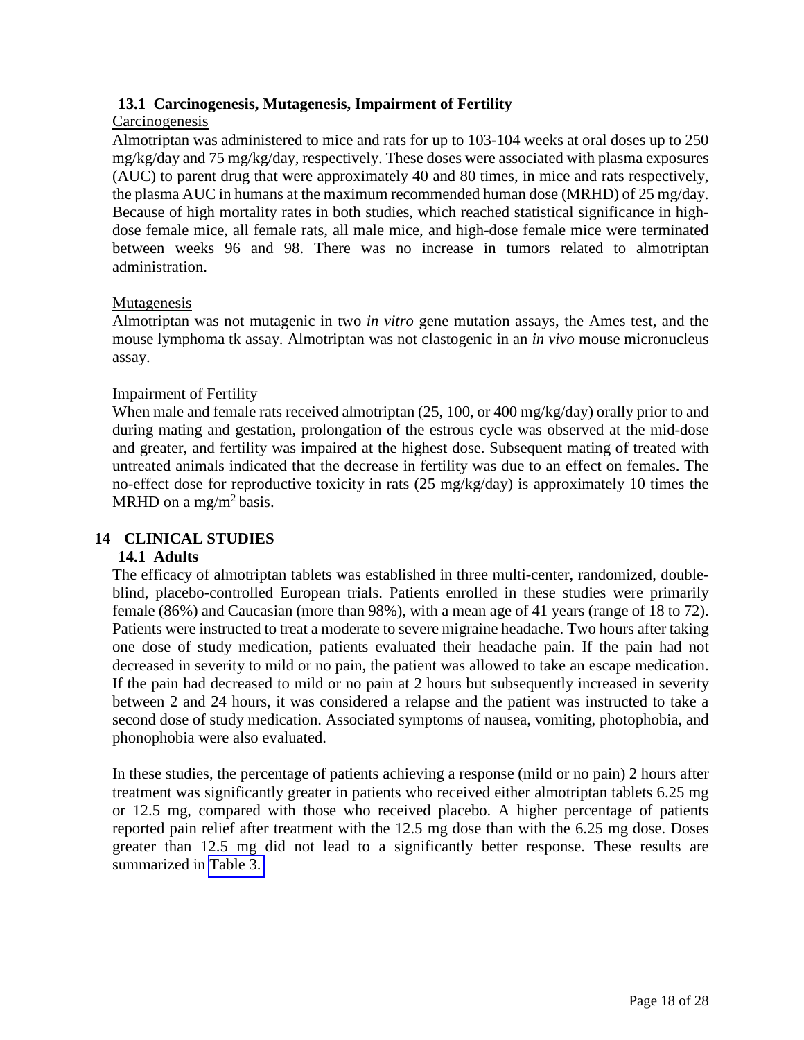### 13.1 Carcinogenesis, Mutagenesis, Impairment of Fertility

Carcinogenesis

Almotriptan was administered to mice and rats for up to 103-104 weeks at oral doses up to 250 mg/kg/day and 75 mg/kg/day, respectively. These doses were associated with plasma exposures (AUC) to parent drug that were approximately 40 and 80 times, in mice and rats respectively, the plasma AUC in humans at the maximum recommended human dose (MRHD) of 25 mg/day. Because of high mortality rates in both studies, which reached statistical significance in high-dose female mice, all female rats, all male mice, and high-dose female mice were terminated between weeks 96 and 98. There was no increase in tumors related to almotriptan administration.

Mutagenesis

Almotriptan was not mutagenic in two *in vitro* gene mutation assays, the Ames test, and the mouse lymphoma tk assay. Almotriptan was not clastogenic in an *in vivo* mouse micronucleus assay.

Impairment of Fertility

When male and female rats received almotriptan (25, 100, or 400 mg/kg/day) orally prior to and during mating and gestation, prolongation of the estrous cycle was observed at the mid-dose and greater, and fertility was impaired at the highest dose. Subsequent mating of treated with untreated animals indicated that the decrease in fertility was due to an effect on females. The no-effect dose for reproductive toxicity in rats (25 mg/kg/day) is approximately 10 times the MRHD on a mg/m$^2$ basis.

## 14 CLINICAL STUDIES

### 14.1 Adults

The efficacy of almotriptan tablets was established in three multi-center, randomized, double-blind, placebo-controlled European trials. Patients enrolled in these studies were primarily female (86%) and Caucasian (more than 98%), with a mean age of 41 years (range of 18 to 72). Patients were instructed to treat a moderate to severe migraine headache. Two hours after taking one dose of study medication, patients evaluated their headache pain. If the pain had not decreased in severity to mild or no pain, the patient was allowed to take an escape medication. If the pain had decreased to mild or no pain at 2 hours but subsequently increased in severity between 2 and 24 hours, it was considered a relapse and the patient was instructed to take a second dose of study medication. Associated symptoms of nausea, vomiting, photophobia, and phonophobia were also evaluated.

In these studies, the percentage of patients achieving a response (mild or no pain) 2 hours after treatment was significantly greater in patients who received either almotriptan tablets 6.25 mg or 12.5 mg, compared with those who received placebo. A higher percentage of patients reported pain relief after treatment with the 12.5 mg dose than with the 6.25 mg dose. Doses greater than 12.5 mg did not lead to a significantly better response. These results are summarized in Table 3.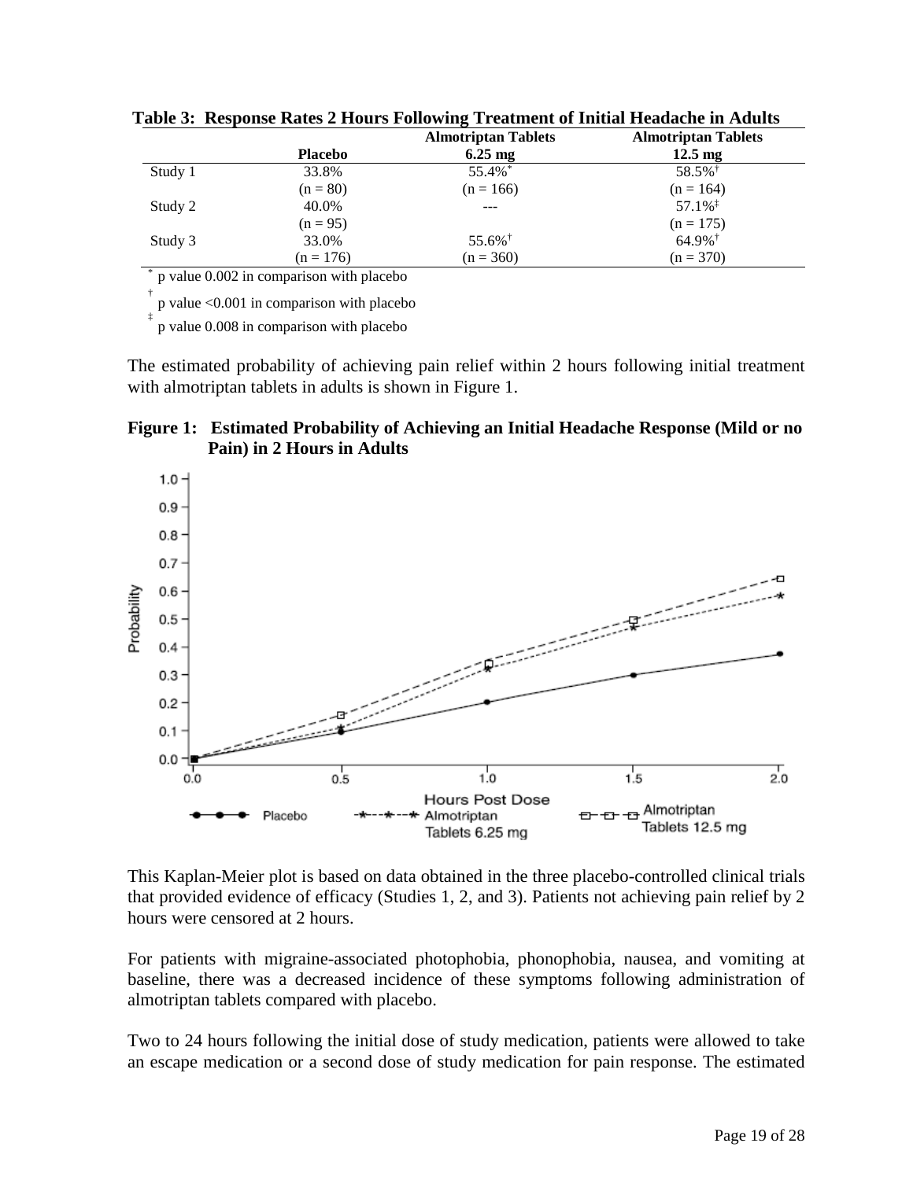**Table 3: Response Rates 2 Hours Following Treatment of Initial Headache in Adults**

| | Placebo | Almotriptan Tablets 6.25 mg | Almotriptan Tablets 12.5 mg |
|---|---|---|---|
| Study 1 | 33.8% (n = 80) | 55.4%* (n = 166) | 58.5%† (n = 164) |
| Study 2 | 40.0% (n = 95) | --- | 57.1%‡ (n = 175) |
| Study 3 | 33.0% (n = 176) | 55.6%† (n = 360) | 64.9%† (n = 370) |

* p value 0.002 in comparison with placebo

† p value <0.001 in comparison with placebo

‡ p value 0.008 in comparison with placebo

The estimated probability of achieving pain relief within 2 hours following initial treatment with almotriptan tablets in adults is shown in Figure 1.

**Figure 1: Estimated Probability of Achieving an Initial Headache Response (Mild or no Pain) in 2 Hours in Adults**

This Kaplan-Meier plot is based on data obtained in the three placebo-controlled clinical trials that provided evidence of efficacy (Studies 1, 2, and 3). Patients not achieving pain relief by 2 hours were censored at 2 hours.

For patients with migraine-associated photophobia, phonophobia, nausea, and vomiting at baseline, there was a decreased incidence of these symptoms following administration of almotriptan tablets compared with placebo.

Two to 24 hours following the initial dose of study medication, patients were allowed to take an escape medication or a second dose of study medication for pain response. The estimated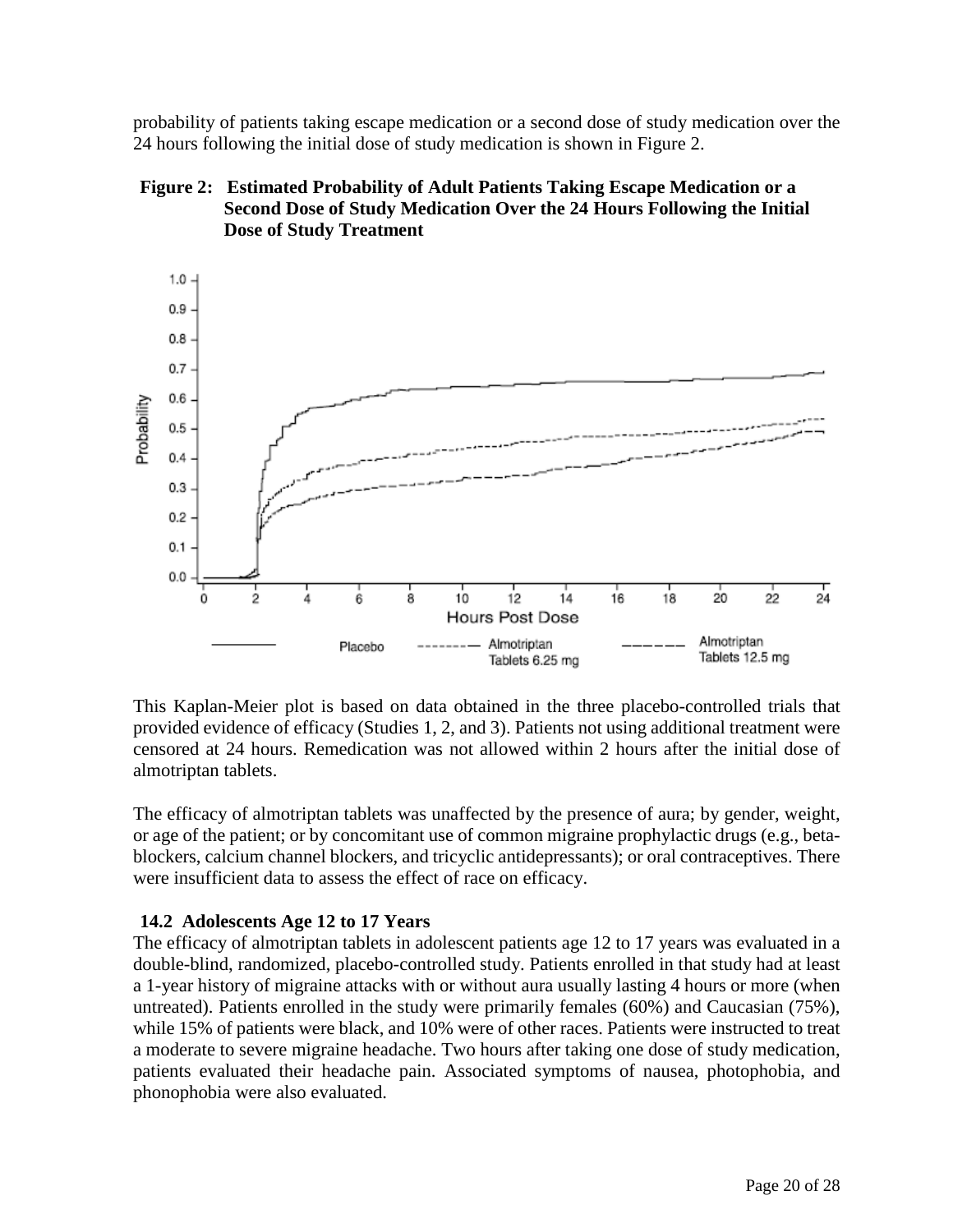probability of patients taking escape medication or a second dose of study medication over the 24 hours following the initial dose of study medication is shown in Figure 2.

**Figure 2: Estimated Probability of Adult Patients Taking Escape Medication or a Second Dose of Study Medication Over the 24 Hours Following the Initial Dose of Study Treatment**

This Kaplan-Meier plot is based on data obtained in the three placebo-controlled trials that provided evidence of efficacy (Studies 1, 2, and 3). Patients not using additional treatment were censored at 24 hours. Remedication was not allowed within 2 hours after the initial dose of almotriptan tablets.

The efficacy of almotriptan tablets was unaffected by the presence of aura; by gender, weight, or age of the patient; or by concomitant use of common migraine prophylactic drugs (e.g., beta-blockers, calcium channel blockers, and tricyclic antidepressants); or oral contraceptives. There were insufficient data to assess the effect of race on efficacy.

### 14.2 Adolescents Age 12 to 17 Years

The efficacy of almotriptan tablets in adolescent patients age 12 to 17 years was evaluated in a double-blind, randomized, placebo-controlled study. Patients enrolled in that study had at least a 1-year history of migraine attacks with or without aura usually lasting 4 hours or more (when untreated). Patients enrolled in the study were primarily females (60%) and Caucasian (75%), while 15% of patients were black, and 10% were of other races. Patients were instructed to treat a moderate to severe migraine headache. Two hours after taking one dose of study medication, patients evaluated their headache pain. Associated symptoms of nausea, photophobia, and phonophobia were also evaluated.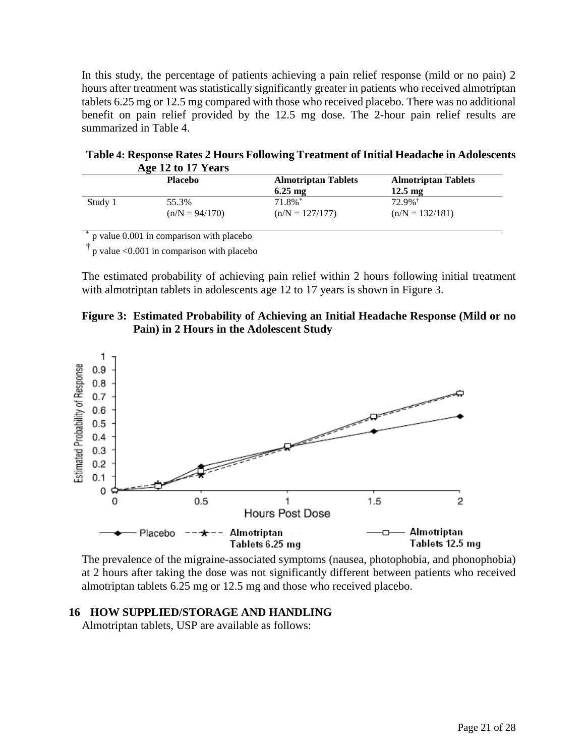In this study, the percentage of patients achieving a pain relief response (mild or no pain) 2 hours after treatment was statistically significantly greater in patients who received almotriptan tablets 6.25 mg or 12.5 mg compared with those who received placebo. There was no additional benefit on pain relief provided by the 12.5 mg dose. The 2-hour pain relief results are summarized in Table 4.

**Table 4: Response Rates 2 Hours Following Treatment of Initial Headache in Adolescents Age 12 to 17 Years**

| | Placebo | Almotriptan Tablets 6.25 mg | Almotriptan Tablets 12.5 mg |
|---|---|---|---|
| Study 1 | 55.3% (n/N = 94/170) | 71.8%* (n/N = 127/177) | 72.9%† (n/N = 132/181) |

\* p value 0.001 in comparison with placebo

† p value <0.001 in comparison with placebo

The estimated probability of achieving pain relief within 2 hours following initial treatment with almotriptan tablets in adolescents age 12 to 17 years is shown in Figure 3.

**Figure 3: Estimated Probability of Achieving an Initial Headache Response (Mild or no Pain) in 2 Hours in the Adolescent Study**

The prevalence of the migraine-associated symptoms (nausea, photophobia, and phonophobia) at 2 hours after taking the dose was not significantly different between patients who received almotriptan tablets 6.25 mg or 12.5 mg and those who received placebo.

## 16 HOW SUPPLIED/STORAGE AND HANDLING

Almotriptan tablets, USP are available as follows: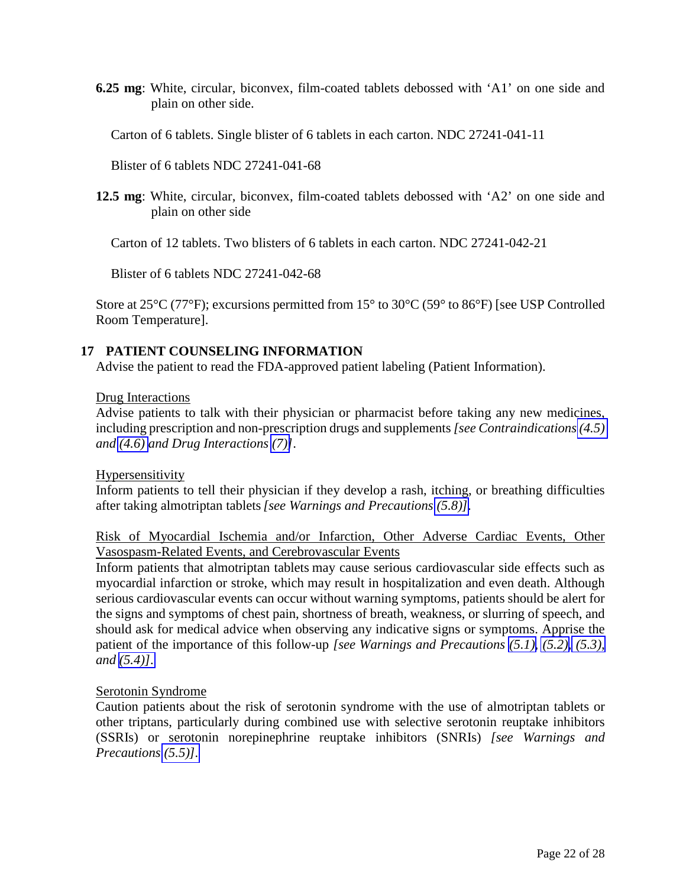**6.25 mg**: White, circular, biconvex, film-coated tablets debossed with 'A1' on one side and plain on other side.

Carton of 6 tablets. Single blister of 6 tablets in each carton. NDC 27241-041-11

Blister of 6 tablets NDC 27241-041-68

**12.5 mg**: White, circular, biconvex, film-coated tablets debossed with 'A2' on one side and plain on other side

Carton of 12 tablets. Two blisters of 6 tablets in each carton. NDC 27241-042-21

Blister of 6 tablets NDC 27241-042-68

Store at 25°C (77°F); excursions permitted from 15° to 30°C (59° to 86°F) [see USP Controlled Room Temperature].

## 17 PATIENT COUNSELING INFORMATION

Advise the patient to read the FDA-approved patient labeling (Patient Information).

Drug Interactions

Advise patients to talk with their physician or pharmacist before taking any new medicines, including prescription and non-prescription drugs and supplements *[see Contraindications (4.5) and (4.6) and Drug Interactions (7)]*.

Hypersensitivity

Inform patients to tell their physician if they develop a rash, itching, or breathing difficulties after taking almotriptan tablets *[see Warnings and Precautions (5.8)]*.

Risk of Myocardial Ischemia and/or Infarction, Other Adverse Cardiac Events, Other Vasospasm-Related Events, and Cerebrovascular Events

Inform patients that almotriptan tablets may cause serious cardiovascular side effects such as myocardial infarction or stroke, which may result in hospitalization and even death. Although serious cardiovascular events can occur without warning symptoms, patients should be alert for the signs and symptoms of chest pain, shortness of breath, weakness, or slurring of speech, and should ask for medical advice when observing any indicative signs or symptoms. Apprise the patient of the importance of this follow-up *[see Warnings and Precautions (5.1), (5.2), (5.3), and (5.4)]*.

Serotonin Syndrome

Caution patients about the risk of serotonin syndrome with the use of almotriptan tablets or other triptans, particularly during combined use with selective serotonin reuptake inhibitors (SSRIs) or serotonin norepinephrine reuptake inhibitors (SNRIs) *[see Warnings and Precautions (5.5)]*.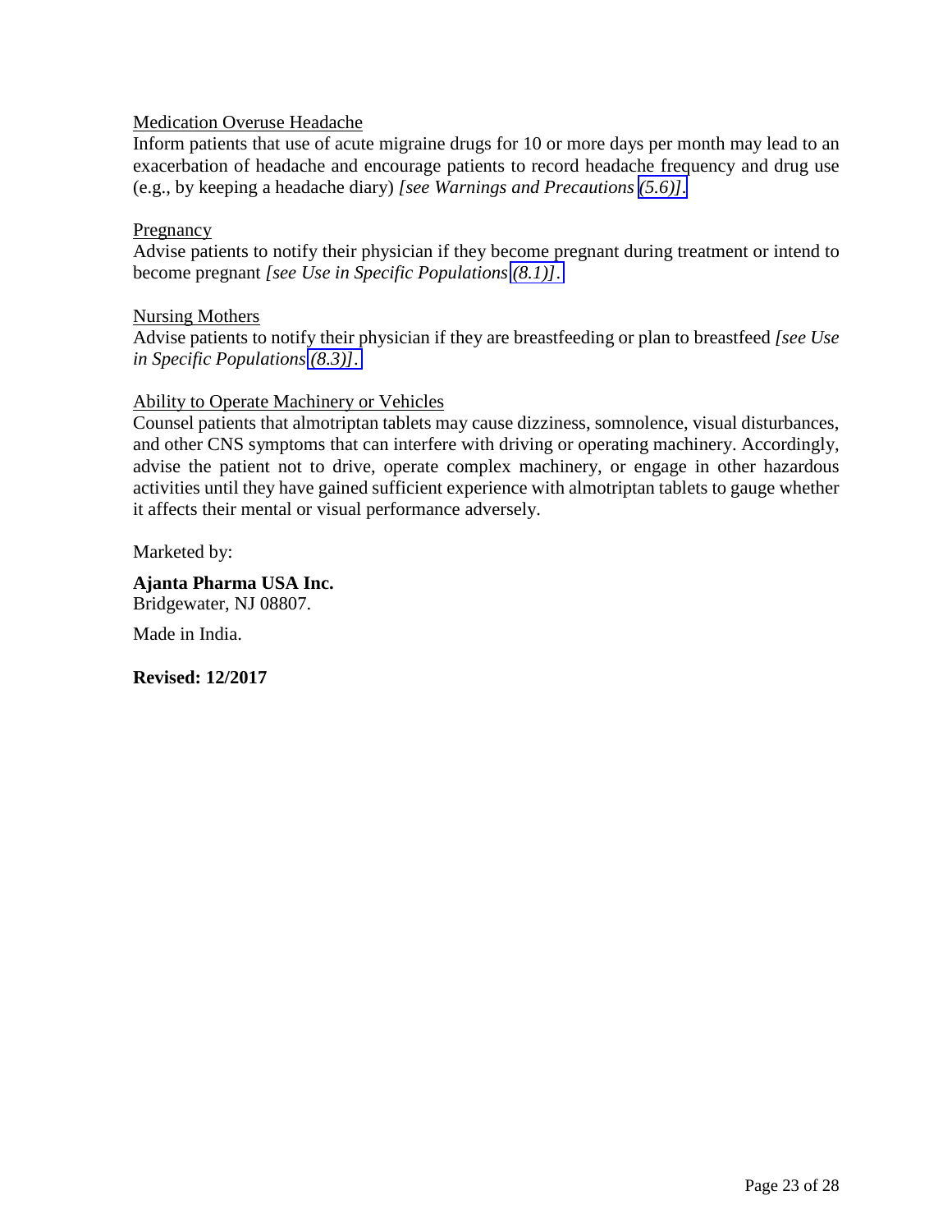Medication Overuse Headache

Inform patients that use of acute migraine drugs for 10 or more days per month may lead to an exacerbation of headache and encourage patients to record headache frequency and drug use (e.g., by keeping a headache diary) *[see Warnings and Precautions (5.6)]*.

Pregnancy

Advise patients to notify their physician if they become pregnant during treatment or intend to become pregnant *[see Use in Specific Populations (8.1)]*.

Nursing Mothers

Advise patients to notify their physician if they are breastfeeding or plan to breastfeed *[see Use in Specific Populations (8.3)]*.

Ability to Operate Machinery or Vehicles

Counsel patients that almotriptan tablets may cause dizziness, somnolence, visual disturbances, and other CNS symptoms that can interfere with driving or operating machinery. Accordingly, advise the patient not to drive, operate complex machinery, or engage in other hazardous activities until they have gained sufficient experience with almotriptan tablets to gauge whether it affects their mental or visual performance adversely.

Marketed by:

**Ajanta Pharma USA Inc.**
Bridgewater, NJ 08807.

Made in India.

**Revised: 12/2017**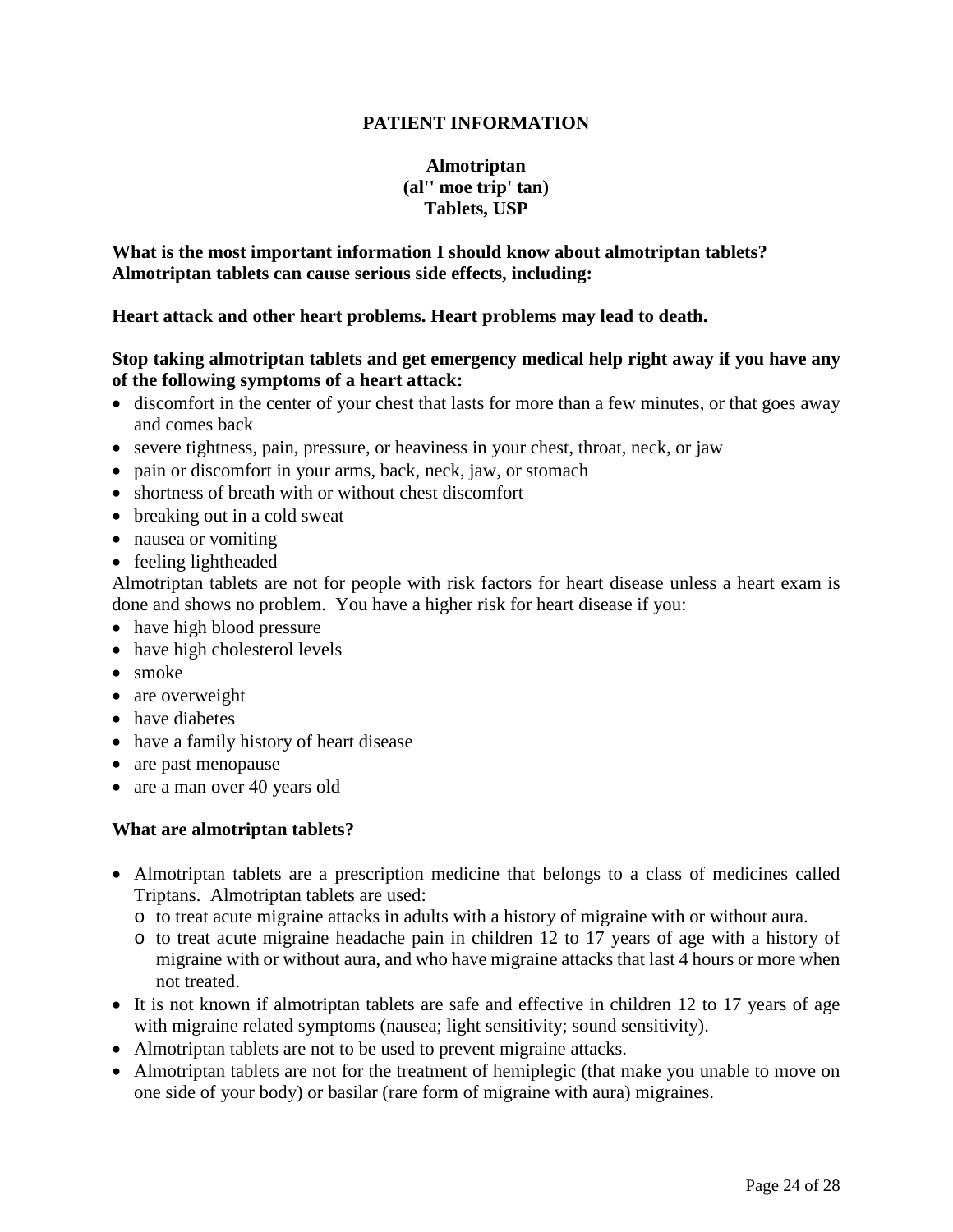# PATIENT INFORMATION

## Almotriptan
## (al'' moe trip' tan)
## Tablets, USP

**What is the most important information I should know about almotriptan tablets?**
**Almotriptan tablets can cause serious side effects, including:**

**Heart attack and other heart problems. Heart problems may lead to death.**

**Stop taking almotriptan tablets and get emergency medical help right away if you have any of the following symptoms of a heart attack:**

- discomfort in the center of your chest that lasts for more than a few minutes, or that goes away and comes back
- severe tightness, pain, pressure, or heaviness in your chest, throat, neck, or jaw
- pain or discomfort in your arms, back, neck, jaw, or stomach
- shortness of breath with or without chest discomfort
- breaking out in a cold sweat
- nausea or vomiting
- feeling lightheaded

Almotriptan tablets are not for people with risk factors for heart disease unless a heart exam is done and shows no problem. You have a higher risk for heart disease if you:

- have high blood pressure
- have high cholesterol levels
- smoke
- are overweight
- have diabetes
- have a family history of heart disease
- are past menopause
- are a man over 40 years old

**What are almotriptan tablets?**

- Almotriptan tablets are a prescription medicine that belongs to a class of medicines called Triptans. Almotriptan tablets are used:
  - to treat acute migraine attacks in adults with a history of migraine with or without aura.
  - to treat acute migraine headache pain in children 12 to 17 years of age with a history of migraine with or without aura, and who have migraine attacks that last 4 hours or more when not treated.
- It is not known if almotriptan tablets are safe and effective in children 12 to 17 years of age with migraine related symptoms (nausea; light sensitivity; sound sensitivity).
- Almotriptan tablets are not to be used to prevent migraine attacks.
- Almotriptan tablets are not for the treatment of hemiplegic (that make you unable to move on one side of your body) or basilar (rare form of migraine with aura) migraines.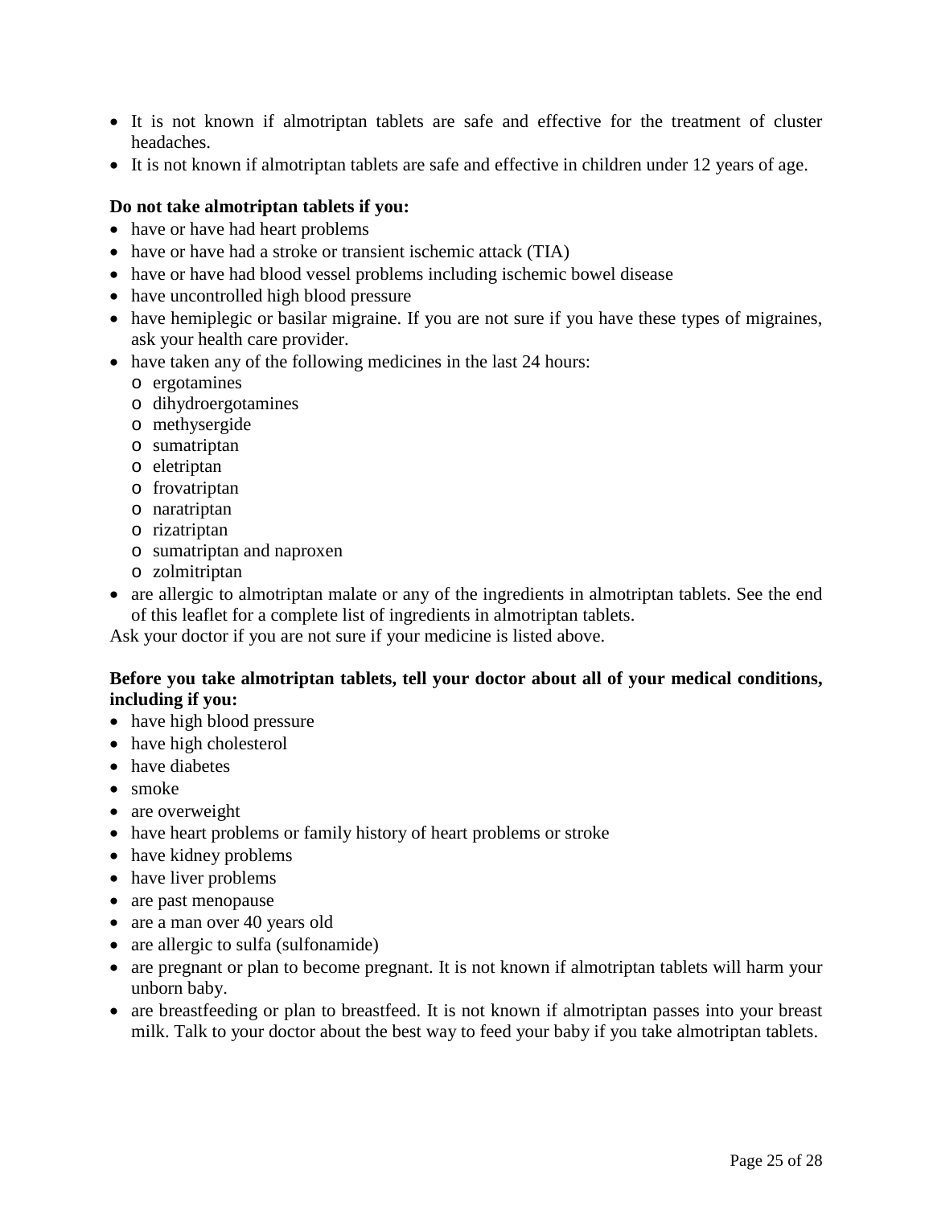- It is not known if almotriptan tablets are safe and effective for the treatment of cluster headaches.
- It is not known if almotriptan tablets are safe and effective in children under 12 years of age.

**Do not take almotriptan tablets if you:**

- have or have had heart problems
- have or have had a stroke or transient ischemic attack (TIA)
- have or have had blood vessel problems including ischemic bowel disease
- have uncontrolled high blood pressure
- have hemiplegic or basilar migraine. If you are not sure if you have these types of migraines, ask your health care provider.
- have taken any of the following medicines in the last 24 hours:
    - ergotamines
    - dihydroergotamines
    - methysergide
    - sumatriptan
    - eletriptan
    - frovatriptan
    - naratriptan
    - rizatriptan
    - sumatriptan and naproxen
    - zolmitriptan
- are allergic to almotriptan malate or any of the ingredients in almotriptan tablets. See the end of this leaflet for a complete list of ingredients in almotriptan tablets.

Ask your doctor if you are not sure if your medicine is listed above.

**Before you take almotriptan tablets, tell your doctor about all of your medical conditions, including if you:**

- have high blood pressure
- have high cholesterol
- have diabetes
- smoke
- are overweight
- have heart problems or family history of heart problems or stroke
- have kidney problems
- have liver problems
- are past menopause
- are a man over 40 years old
- are allergic to sulfa (sulfonamide)
- are pregnant or plan to become pregnant. It is not known if almotriptan tablets will harm your unborn baby.
- are breastfeeding or plan to breastfeed. It is not known if almotriptan passes into your breast milk. Talk to your doctor about the best way to feed your baby if you take almotriptan tablets.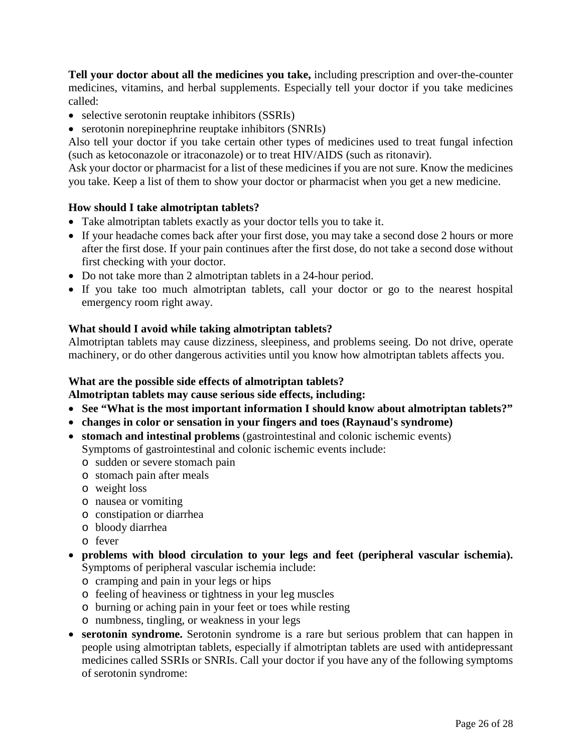**Tell your doctor about all the medicines you take,** including prescription and over-the-counter medicines, vitamins, and herbal supplements. Especially tell your doctor if you take medicines called:

- selective serotonin reuptake inhibitors (SSRIs)
- serotonin norepinephrine reuptake inhibitors (SNRIs)

Also tell your doctor if you take certain other types of medicines used to treat fungal infection (such as ketoconazole or itraconazole) or to treat HIV/AIDS (such as ritonavir).

Ask your doctor or pharmacist for a list of these medicines if you are not sure. Know the medicines you take. Keep a list of them to show your doctor or pharmacist when you get a new medicine.

**How should I take almotriptan tablets?**

- Take almotriptan tablets exactly as your doctor tells you to take it.
- If your headache comes back after your first dose, you may take a second dose 2 hours or more after the first dose. If your pain continues after the first dose, do not take a second dose without first checking with your doctor.
- Do not take more than 2 almotriptan tablets in a 24-hour period.
- If you take too much almotriptan tablets, call your doctor or go to the nearest hospital emergency room right away.

**What should I avoid while taking almotriptan tablets?**

Almotriptan tablets may cause dizziness, sleepiness, and problems seeing. Do not drive, operate machinery, or do other dangerous activities until you know how almotriptan tablets affects you.

**What are the possible side effects of almotriptan tablets?**

**Almotriptan tablets may cause serious side effects, including:**

- **See "What is the most important information I should know about almotriptan tablets?"**
- **changes in color or sensation in your fingers and toes (Raynaud's syndrome)**
- **stomach and intestinal problems** (gastrointestinal and colonic ischemic events)
  Symptoms of gastrointestinal and colonic ischemic events include:
  - sudden or severe stomach pain
  - stomach pain after meals
  - weight loss
  - nausea or vomiting
  - constipation or diarrhea
  - bloody diarrhea
  - fever
- **problems with blood circulation to your legs and feet (peripheral vascular ischemia).** Symptoms of peripheral vascular ischemia include:
  - cramping and pain in your legs or hips
  - feeling of heaviness or tightness in your leg muscles
  - burning or aching pain in your feet or toes while resting
  - numbness, tingling, or weakness in your legs
- **serotonin syndrome.** Serotonin syndrome is a rare but serious problem that can happen in people using almotriptan tablets, especially if almotriptan tablets are used with antidepressant medicines called SSRIs or SNRIs. Call your doctor if you have any of the following symptoms of serotonin syndrome: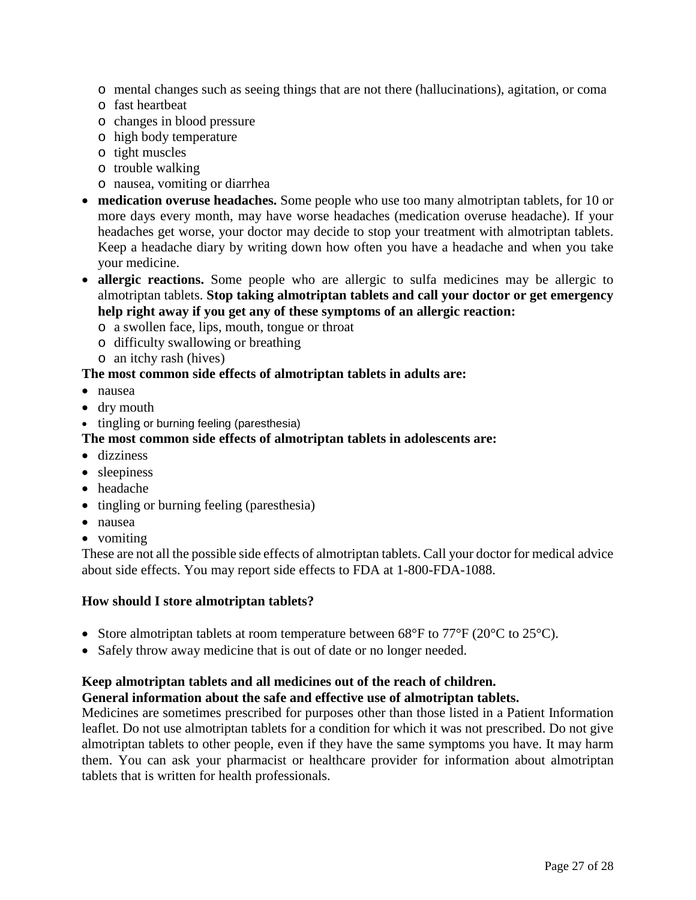- mental changes such as seeing things that are not there (hallucinations), agitation, or coma
    - fast heartbeat
    - changes in blood pressure
    - high body temperature
    - tight muscles
    - trouble walking
    - nausea, vomiting or diarrhea
- **medication overuse headaches.** Some people who use too many almotriptan tablets, for 10 or more days every month, may have worse headaches (medication overuse headache). If your headaches get worse, your doctor may decide to stop your treatment with almotriptan tablets. Keep a headache diary by writing down how often you have a headache and when you take your medicine.
- **allergic reactions.** Some people who are allergic to sulfa medicines may be allergic to almotriptan tablets. **Stop taking almotriptan tablets and call your doctor or get emergency help right away if you get any of these symptoms of an allergic reaction:**
    - a swollen face, lips, mouth, tongue or throat
    - difficulty swallowing or breathing
    - an itchy rash (hives)

**The most common side effects of almotriptan tablets in adults are:**

- nausea
- dry mouth
- tingling or burning feeling (paresthesia)

**The most common side effects of almotriptan tablets in adolescents are:**

- dizziness
- sleepiness
- headache
- tingling or burning feeling (paresthesia)
- nausea
- vomiting

These are not all the possible side effects of almotriptan tablets. Call your doctor for medical advice about side effects. You may report side effects to FDA at 1-800-FDA-1088.

**How should I store almotriptan tablets?**

- Store almotriptan tablets at room temperature between 68°F to 77°F (20°C to 25°C).
- Safely throw away medicine that is out of date or no longer needed.

**Keep almotriptan tablets and all medicines out of the reach of children.**

**General information about the safe and effective use of almotriptan tablets.**

Medicines are sometimes prescribed for purposes other than those listed in a Patient Information leaflet. Do not use almotriptan tablets for a condition for which it was not prescribed. Do not give almotriptan tablets to other people, even if they have the same symptoms you have. It may harm them. You can ask your pharmacist or healthcare provider for information about almotriptan tablets that is written for health professionals.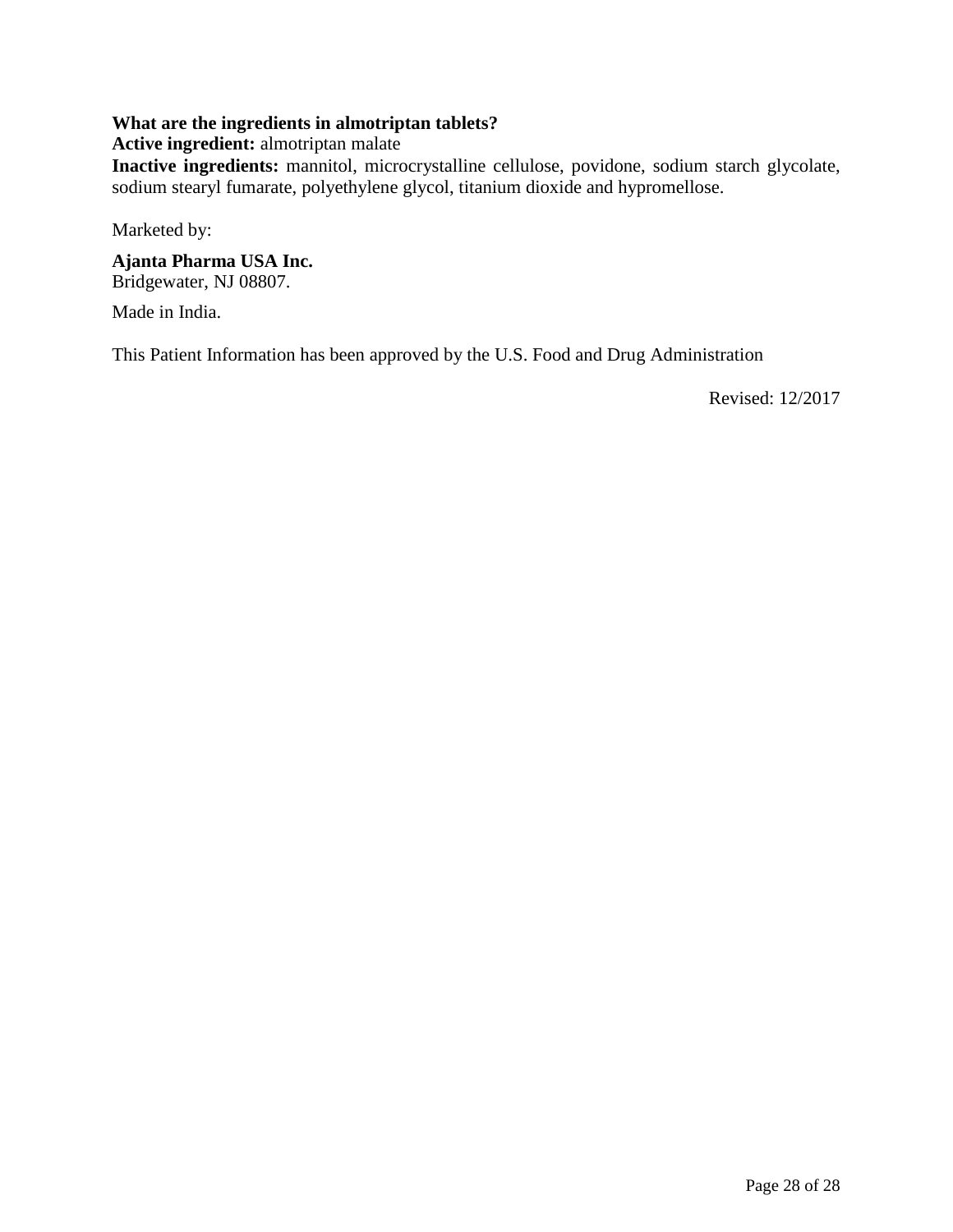**What are the ingredients in almotriptan tablets?**

**Active ingredient:** almotriptan malate

**Inactive ingredients:** mannitol, microcrystalline cellulose, povidone, sodium starch glycolate, sodium stearyl fumarate, polyethylene glycol, titanium dioxide and hypromellose.

Marketed by:

**Ajanta Pharma USA Inc.**
Bridgewater, NJ 08807.

Made in India.

This Patient Information has been approved by the U.S. Food and Drug Administration

Revised: 12/2017